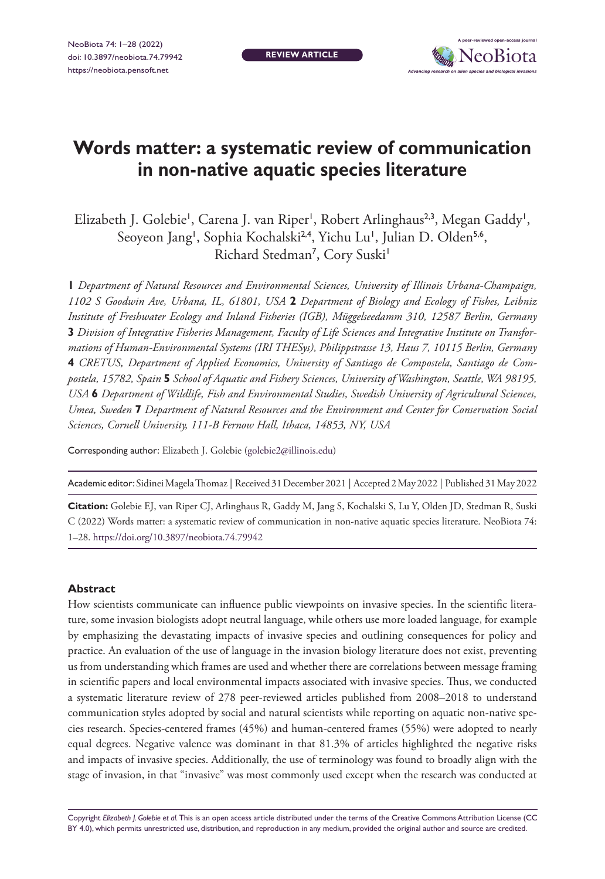REVIEW ARTICLE

# Words matter: a systematic review of communication in non-native aquatic species literature

Elizabeth J. Golebie[1], Carena J. van Riper[1], Robert Arlinghaus[2,3], Megan Gaddy[1], Seoyeon Jang[1], Sophia Kochalski[2,4], Yichu Lu[1], Julian D. Olden[5,6], Richard Stedman[7], Cory Suski[1]

**1** *Department of Natural Resources and Environmental Sciences, University of Illinois Urbana-Champaign, 1102 S Goodwin Ave, Urbana, IL, 61801, USA* **2** *Department of Biology and Ecology of Fishes, Leibniz Institute of Freshwater Ecology and Inland Fisheries (IGB), Müggelseedamm 310, 12587 Berlin, Germany* **3** *Division of Integrative Fisheries Management, Faculty of Life Sciences and Integrative Institute on Transformations of Human-Environmental Systems (IRI THESys), Philippstrasse 13, Haus 7, 10115 Berlin, Germany* **4** *CRETUS, Department of Applied Economics, University of Santiago de Compostela, Santiago de Compostela, 15782, Spain* **5** *School of Aquatic and Fishery Sciences, University of Washington, Seattle, WA 98195, USA* **6** *Department of Wildlife, Fish and Environmental Studies, Swedish University of Agricultural Sciences, Umea, Sweden* **7** *Department of Natural Resources and the Environment and Center for Conservation Social Sciences, Cornell University, 111-B Fernow Hall, Ithaca, 14853, NY, USA*

Corresponding author: Elizabeth J. Golebie (golebie2@illinois.edu)

Academic editor: Sidinei Magela Thomaz | Received 31 December 2021 | Accepted 2 May 2022 | Published 31 May 2022

**Citation:** Golebie EJ, van Riper CJ, Arlinghaus R, Gaddy M, Jang S, Kochalski S, Lu Y, Olden JD, Stedman R, Suski C (2022) Words matter: a systematic review of communication in non-native aquatic species literature. NeoBiota 74: 1–28. https://doi.org/10.3897/neobiota.74.79942

## Abstract

How scientists communicate can influence public viewpoints on invasive species. In the scientific literature, some invasion biologists adopt neutral language, while others use more loaded language, for example by emphasizing the devastating impacts of invasive species and outlining consequences for policy and practice. An evaluation of the use of language in the invasion biology literature does not exist, preventing us from understanding which frames are used and whether there are correlations between message framing in scientific papers and local environmental impacts associated with invasive species. Thus, we conducted a systematic literature review of 278 peer-reviewed articles published from 2008–2018 to understand communication styles adopted by social and natural scientists while reporting on aquatic non-native species research. Species-centered frames (45%) and human-centered frames (55%) were adopted to nearly equal degrees. Negative valence was dominant in that 81.3% of articles highlighted the negative risks and impacts of invasive species. Additionally, the use of terminology was found to broadly align with the stage of invasion, in that "invasive" was most commonly used except when the research was conducted at

Copyright *Elizabeth J. Golebie et al.* This is an open access article distributed under the terms of the Creative Commons Attribution License (CC BY 4.0), which permits unrestricted use, distribution, and reproduction in any medium, provided the original author and source are credited.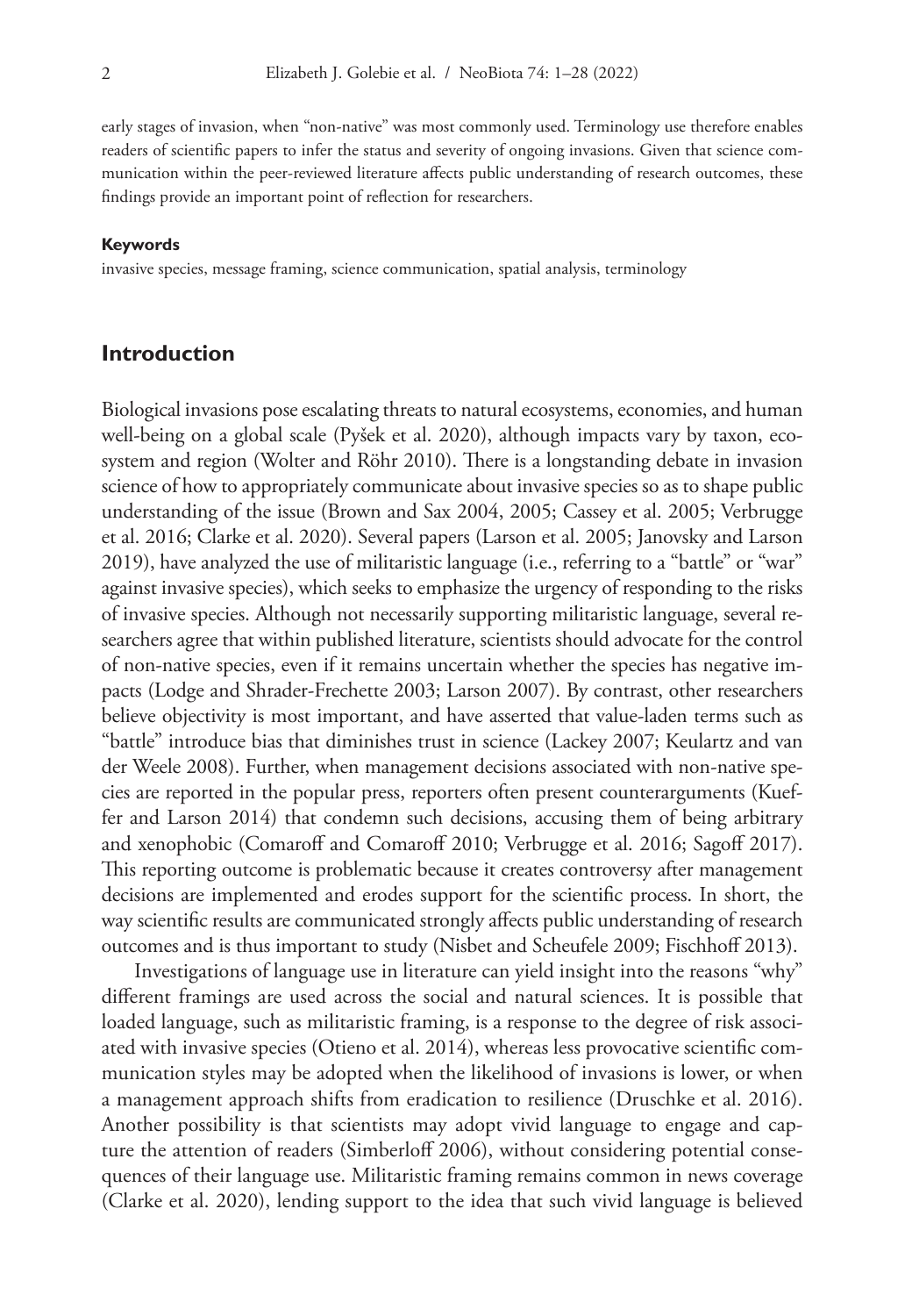early stages of invasion, when "non-native" was most commonly used. Terminology use therefore enables readers of scientific papers to infer the status and severity of ongoing invasions. Given that science communication within the peer-reviewed literature affects public understanding of research outcomes, these findings provide an important point of reflection for researchers.

#### Keywords

invasive species, message framing, science communication, spatial analysis, terminology

## Introduction

Biological invasions pose escalating threats to natural ecosystems, economies, and human well-being on a global scale (Pyšek et al. 2020), although impacts vary by taxon, ecosystem and region (Wolter and Röhr 2010). There is a longstanding debate in invasion science of how to appropriately communicate about invasive species so as to shape public understanding of the issue (Brown and Sax 2004, 2005; Cassey et al. 2005; Verbrugge et al. 2016; Clarke et al. 2020). Several papers (Larson et al. 2005; Janovsky and Larson 2019), have analyzed the use of militaristic language (i.e., referring to a "battle" or "war" against invasive species), which seeks to emphasize the urgency of responding to the risks of invasive species. Although not necessarily supporting militaristic language, several researchers agree that within published literature, scientists should advocate for the control of non-native species, even if it remains uncertain whether the species has negative impacts (Lodge and Shrader-Frechette 2003; Larson 2007). By contrast, other researchers believe objectivity is most important, and have asserted that value-laden terms such as "battle" introduce bias that diminishes trust in science (Lackey 2007; Keulartz and van der Weele 2008). Further, when management decisions associated with non-native species are reported in the popular press, reporters often present counterarguments (Kueffer and Larson 2014) that condemn such decisions, accusing them of being arbitrary and xenophobic (Comaroff and Comaroff 2010; Verbrugge et al. 2016; Sagoff 2017). This reporting outcome is problematic because it creates controversy after management decisions are implemented and erodes support for the scientific process. In short, the way scientific results are communicated strongly affects public understanding of research outcomes and is thus important to study (Nisbet and Scheufele 2009; Fischhoff 2013).

Investigations of language use in literature can yield insight into the reasons "why" different framings are used across the social and natural sciences. It is possible that loaded language, such as militaristic framing, is a response to the degree of risk associated with invasive species (Otieno et al. 2014), whereas less provocative scientific communication styles may be adopted when the likelihood of invasions is lower, or when a management approach shifts from eradication to resilience (Druschke et al. 2016). Another possibility is that scientists may adopt vivid language to engage and capture the attention of readers (Simberloff 2006), without considering potential consequences of their language use. Militaristic framing remains common in news coverage (Clarke et al. 2020), lending support to the idea that such vivid language is believed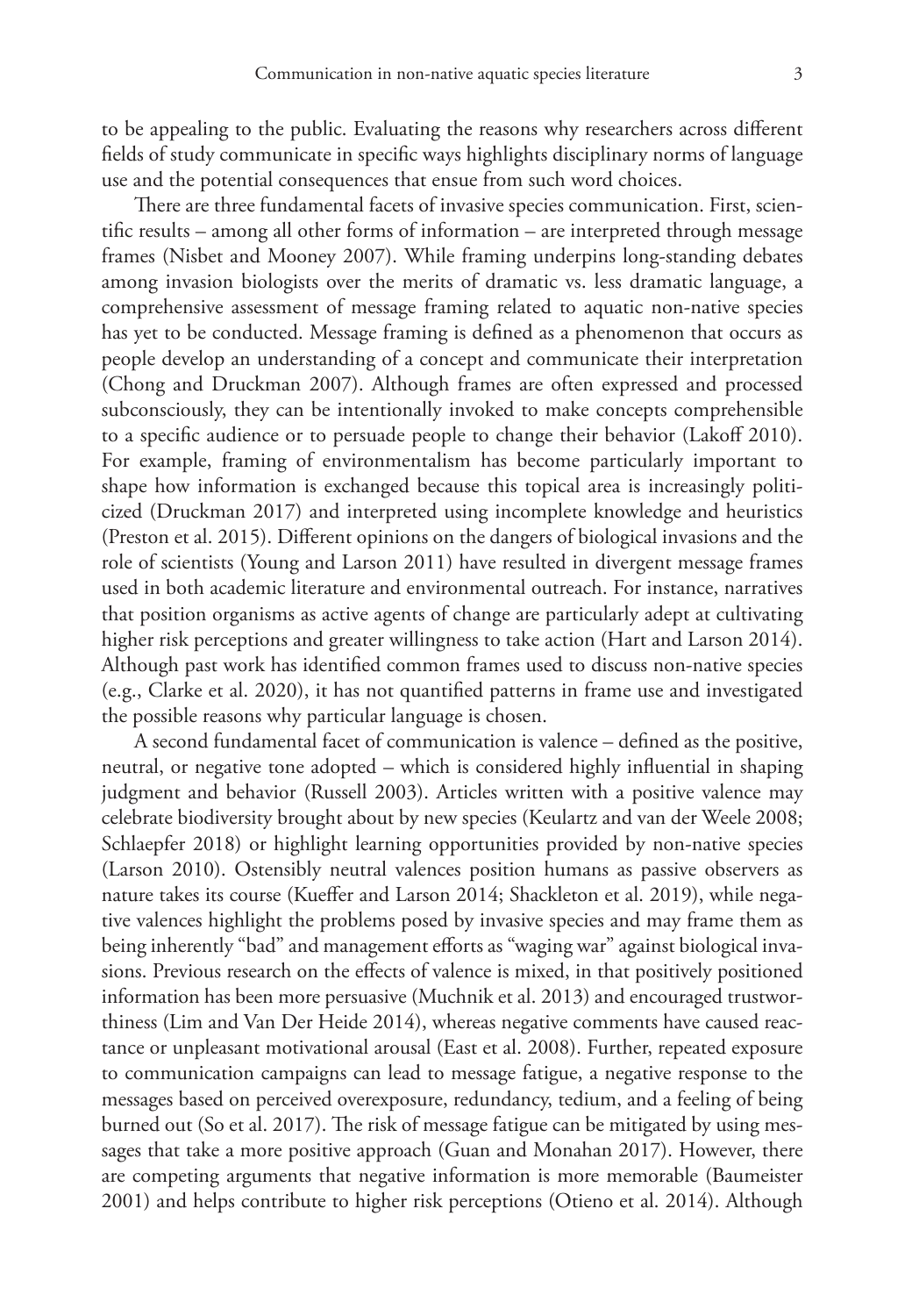to be appealing to the public. Evaluating the reasons why researchers across different fields of study communicate in specific ways highlights disciplinary norms of language use and the potential consequences that ensue from such word choices.

There are three fundamental facets of invasive species communication. First, scientific results – among all other forms of information – are interpreted through message frames (Nisbet and Mooney 2007). While framing underpins long-standing debates among invasion biologists over the merits of dramatic vs. less dramatic language, a comprehensive assessment of message framing related to aquatic non-native species has yet to be conducted. Message framing is defined as a phenomenon that occurs as people develop an understanding of a concept and communicate their interpretation (Chong and Druckman 2007). Although frames are often expressed and processed subconsciously, they can be intentionally invoked to make concepts comprehensible to a specific audience or to persuade people to change their behavior (Lakoff 2010). For example, framing of environmentalism has become particularly important to shape how information is exchanged because this topical area is increasingly politicized (Druckman 2017) and interpreted using incomplete knowledge and heuristics (Preston et al. 2015). Different opinions on the dangers of biological invasions and the role of scientists (Young and Larson 2011) have resulted in divergent message frames used in both academic literature and environmental outreach. For instance, narratives that position organisms as active agents of change are particularly adept at cultivating higher risk perceptions and greater willingness to take action (Hart and Larson 2014). Although past work has identified common frames used to discuss non-native species (e.g., Clarke et al. 2020), it has not quantified patterns in frame use and investigated the possible reasons why particular language is chosen.

A second fundamental facet of communication is valence – defined as the positive, neutral, or negative tone adopted – which is considered highly influential in shaping judgment and behavior (Russell 2003). Articles written with a positive valence may celebrate biodiversity brought about by new species (Keulartz and van der Weele 2008; Schlaepfer 2018) or highlight learning opportunities provided by non-native species (Larson 2010). Ostensibly neutral valences position humans as passive observers as nature takes its course (Kueffer and Larson 2014; Shackleton et al. 2019), while negative valences highlight the problems posed by invasive species and may frame them as being inherently "bad" and management efforts as "waging war" against biological invasions. Previous research on the effects of valence is mixed, in that positively positioned information has been more persuasive (Muchnik et al. 2013) and encouraged trustworthiness (Lim and Van Der Heide 2014), whereas negative comments have caused reactance or unpleasant motivational arousal (East et al. 2008). Further, repeated exposure to communication campaigns can lead to message fatigue, a negative response to the messages based on perceived overexposure, redundancy, tedium, and a feeling of being burned out (So et al. 2017). The risk of message fatigue can be mitigated by using messages that take a more positive approach (Guan and Monahan 2017). However, there are competing arguments that negative information is more memorable (Baumeister 2001) and helps contribute to higher risk perceptions (Otieno et al. 2014). Although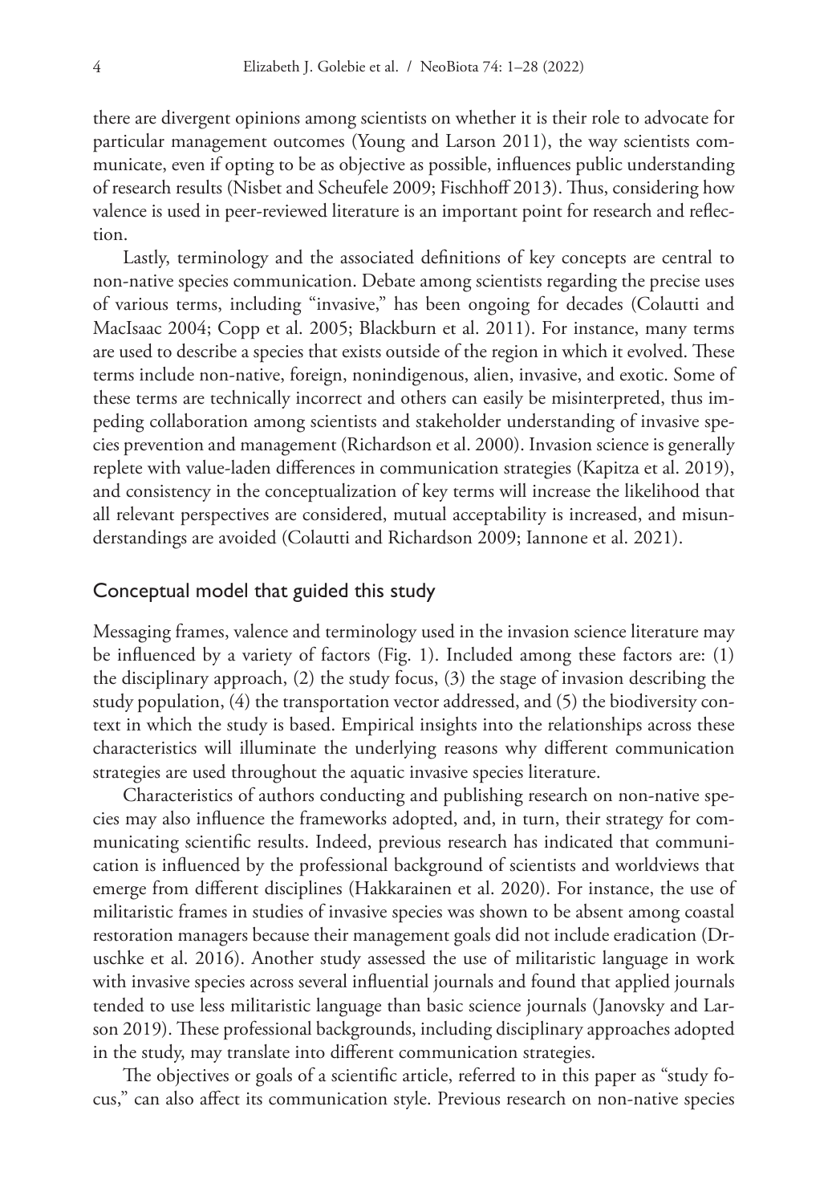there are divergent opinions among scientists on whether it is their role to advocate for particular management outcomes (Young and Larson 2011), the way scientists communicate, even if opting to be as objective as possible, influences public understanding of research results (Nisbet and Scheufele 2009; Fischhoff 2013). Thus, considering how valence is used in peer-reviewed literature is an important point for research and reflection.

Lastly, terminology and the associated definitions of key concepts are central to non-native species communication. Debate among scientists regarding the precise uses of various terms, including "invasive," has been ongoing for decades (Colautti and MacIsaac 2004; Copp et al. 2005; Blackburn et al. 2011). For instance, many terms are used to describe a species that exists outside of the region in which it evolved. These terms include non-native, foreign, nonindigenous, alien, invasive, and exotic. Some of these terms are technically incorrect and others can easily be misinterpreted, thus impeding collaboration among scientists and stakeholder understanding of invasive species prevention and management (Richardson et al. 2000). Invasion science is generally replete with value-laden differences in communication strategies (Kapitza et al. 2019), and consistency in the conceptualization of key terms will increase the likelihood that all relevant perspectives are considered, mutual acceptability is increased, and misunderstandings are avoided (Colautti and Richardson 2009; Iannone et al. 2021).

## Conceptual model that guided this study

Messaging frames, valence and terminology used in the invasion science literature may be influenced by a variety of factors (Fig. 1). Included among these factors are: (1) the disciplinary approach, (2) the study focus, (3) the stage of invasion describing the study population, (4) the transportation vector addressed, and (5) the biodiversity context in which the study is based. Empirical insights into the relationships across these characteristics will illuminate the underlying reasons why different communication strategies are used throughout the aquatic invasive species literature.

Characteristics of authors conducting and publishing research on non-native species may also influence the frameworks adopted, and, in turn, their strategy for communicating scientific results. Indeed, previous research has indicated that communication is influenced by the professional background of scientists and worldviews that emerge from different disciplines (Hakkarainen et al. 2020). For instance, the use of militaristic frames in studies of invasive species was shown to be absent among coastal restoration managers because their management goals did not include eradication (Druschke et al. 2016). Another study assessed the use of militaristic language in work with invasive species across several influential journals and found that applied journals tended to use less militaristic language than basic science journals (Janovsky and Larson 2019). These professional backgrounds, including disciplinary approaches adopted in the study, may translate into different communication strategies.

The objectives or goals of a scientific article, referred to in this paper as "study focus," can also affect its communication style. Previous research on non-native species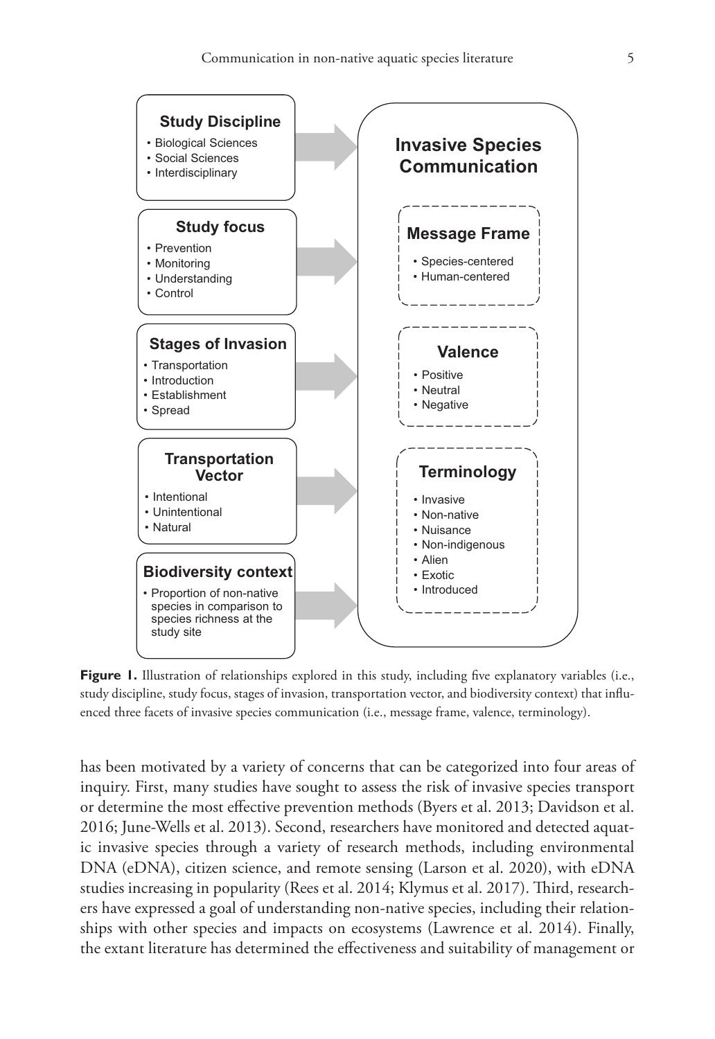**Study Discipline**
- Biological Sciences
- Social Sciences
- Interdisciplinary

**Study focus**
- Prevention
- Monitoring
- Understanding
- Control

**Stages of Invasion**
- Transportation
- Introduction
- Establishment
- Spread

**Transportation Vector**
- Intentional
- Unintentional
- Natural

**Biodiversity context**
- Proportion of non-native species in comparison to species richness at the study site

**Invasive Species Communication**

**Message Frame**
- Species-centered
- Human-centered

**Valence**
- Positive
- Neutral
- Negative

**Terminology**
- Invasive
- Non-native
- Nuisance
- Non-indigenous
- Alien
- Exotic
- Introduced

**Figure 1.** Illustration of relationships explored in this study, including five explanatory variables (i.e., study discipline, study focus, stages of invasion, transportation vector, and biodiversity context) that influenced three facets of invasive species communication (i.e., message frame, valence, terminology).

has been motivated by a variety of concerns that can be categorized into four areas of inquiry. First, many studies have sought to assess the risk of invasive species transport or determine the most effective prevention methods (Byers et al. 2013; Davidson et al. 2016; June-Wells et al. 2013). Second, researchers have monitored and detected aquatic invasive species through a variety of research methods, including environmental DNA (eDNA), citizen science, and remote sensing (Larson et al. 2020), with eDNA studies increasing in popularity (Rees et al. 2014; Klymus et al. 2017). Third, researchers have expressed a goal of understanding non-native species, including their relationships with other species and impacts on ecosystems (Lawrence et al. 2014). Finally, the extant literature has determined the effectiveness and suitability of management or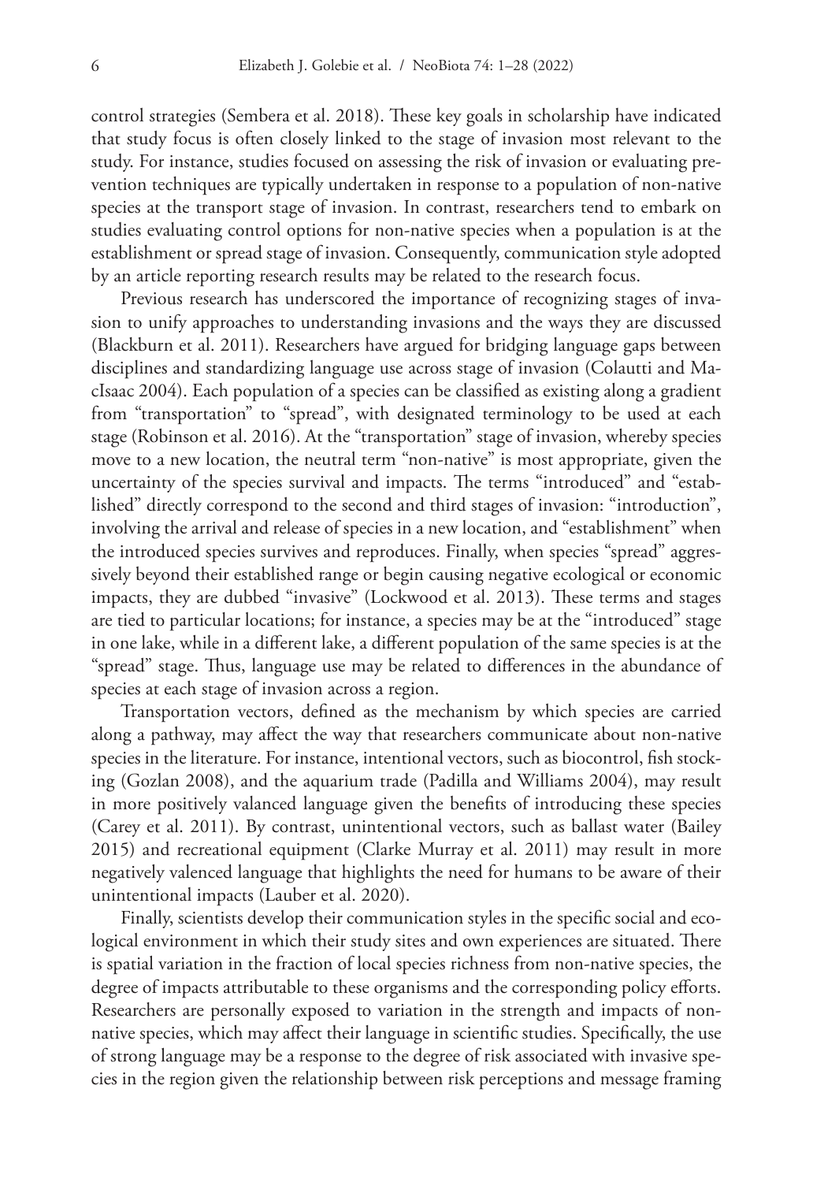control strategies (Sembera et al. 2018). These key goals in scholarship have indicated that study focus is often closely linked to the stage of invasion most relevant to the study. For instance, studies focused on assessing the risk of invasion or evaluating prevention techniques are typically undertaken in response to a population of non-native species at the transport stage of invasion. In contrast, researchers tend to embark on studies evaluating control options for non-native species when a population is at the establishment or spread stage of invasion. Consequently, communication style adopted by an article reporting research results may be related to the research focus.

Previous research has underscored the importance of recognizing stages of invasion to unify approaches to understanding invasions and the ways they are discussed (Blackburn et al. 2011). Researchers have argued for bridging language gaps between disciplines and standardizing language use across stage of invasion (Colautti and MacIsaac 2004). Each population of a species can be classified as existing along a gradient from "transportation" to "spread", with designated terminology to be used at each stage (Robinson et al. 2016). At the "transportation" stage of invasion, whereby species move to a new location, the neutral term "non-native" is most appropriate, given the uncertainty of the species survival and impacts. The terms "introduced" and "established" directly correspond to the second and third stages of invasion: "introduction", involving the arrival and release of species in a new location, and "establishment" when the introduced species survives and reproduces. Finally, when species "spread" aggressively beyond their established range or begin causing negative ecological or economic impacts, they are dubbed "invasive" (Lockwood et al. 2013). These terms and stages are tied to particular locations; for instance, a species may be at the "introduced" stage in one lake, while in a different lake, a different population of the same species is at the "spread" stage. Thus, language use may be related to differences in the abundance of species at each stage of invasion across a region.

Transportation vectors, defined as the mechanism by which species are carried along a pathway, may affect the way that researchers communicate about non-native species in the literature. For instance, intentional vectors, such as biocontrol, fish stocking (Gozlan 2008), and the aquarium trade (Padilla and Williams 2004), may result in more positively valanced language given the benefits of introducing these species (Carey et al. 2011). By contrast, unintentional vectors, such as ballast water (Bailey 2015) and recreational equipment (Clarke Murray et al. 2011) may result in more negatively valenced language that highlights the need for humans to be aware of their unintentional impacts (Lauber et al. 2020).

Finally, scientists develop their communication styles in the specific social and ecological environment in which their study sites and own experiences are situated. There is spatial variation in the fraction of local species richness from non-native species, the degree of impacts attributable to these organisms and the corresponding policy efforts. Researchers are personally exposed to variation in the strength and impacts of non-native species, which may affect their language in scientific studies. Specifically, the use of strong language may be a response to the degree of risk associated with invasive species in the region given the relationship between risk perceptions and message framing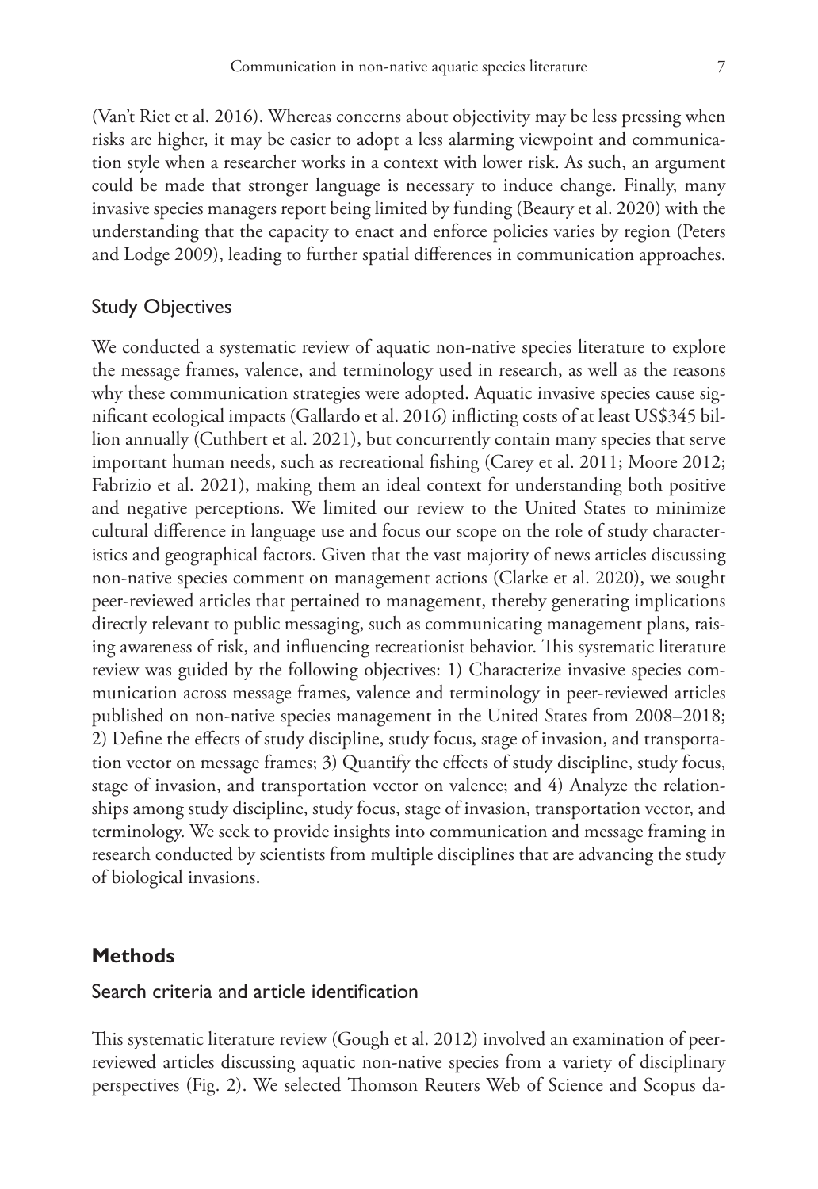(Van't Riet et al. 2016). Whereas concerns about objectivity may be less pressing when risks are higher, it may be easier to adopt a less alarming viewpoint and communication style when a researcher works in a context with lower risk. As such, an argument could be made that stronger language is necessary to induce change. Finally, many invasive species managers report being limited by funding (Beaury et al. 2020) with the understanding that the capacity to enact and enforce policies varies by region (Peters and Lodge 2009), leading to further spatial differences in communication approaches.

### Study Objectives

We conducted a systematic review of aquatic non-native species literature to explore the message frames, valence, and terminology used in research, as well as the reasons why these communication strategies were adopted. Aquatic invasive species cause significant ecological impacts (Gallardo et al. 2016) inflicting costs of at least US$345 billion annually (Cuthbert et al. 2021), but concurrently contain many species that serve important human needs, such as recreational fishing (Carey et al. 2011; Moore 2012; Fabrizio et al. 2021), making them an ideal context for understanding both positive and negative perceptions. We limited our review to the United States to minimize cultural difference in language use and focus our scope on the role of study characteristics and geographical factors. Given that the vast majority of news articles discussing non-native species comment on management actions (Clarke et al. 2020), we sought peer-reviewed articles that pertained to management, thereby generating implications directly relevant to public messaging, such as communicating management plans, raising awareness of risk, and influencing recreationist behavior. This systematic literature review was guided by the following objectives: 1) Characterize invasive species communication across message frames, valence and terminology in peer-reviewed articles published on non-native species management in the United States from 2008–2018; 2) Define the effects of study discipline, study focus, stage of invasion, and transportation vector on message frames; 3) Quantify the effects of study discipline, study focus, stage of invasion, and transportation vector on valence; and 4) Analyze the relationships among study discipline, study focus, stage of invasion, transportation vector, and terminology. We seek to provide insights into communication and message framing in research conducted by scientists from multiple disciplines that are advancing the study of biological invasions.

## Methods

### Search criteria and article identification

This systematic literature review (Gough et al. 2012) involved an examination of peer-reviewed articles discussing aquatic non-native species from a variety of disciplinary perspectives (Fig. 2). We selected Thomson Reuters Web of Science and Scopus da-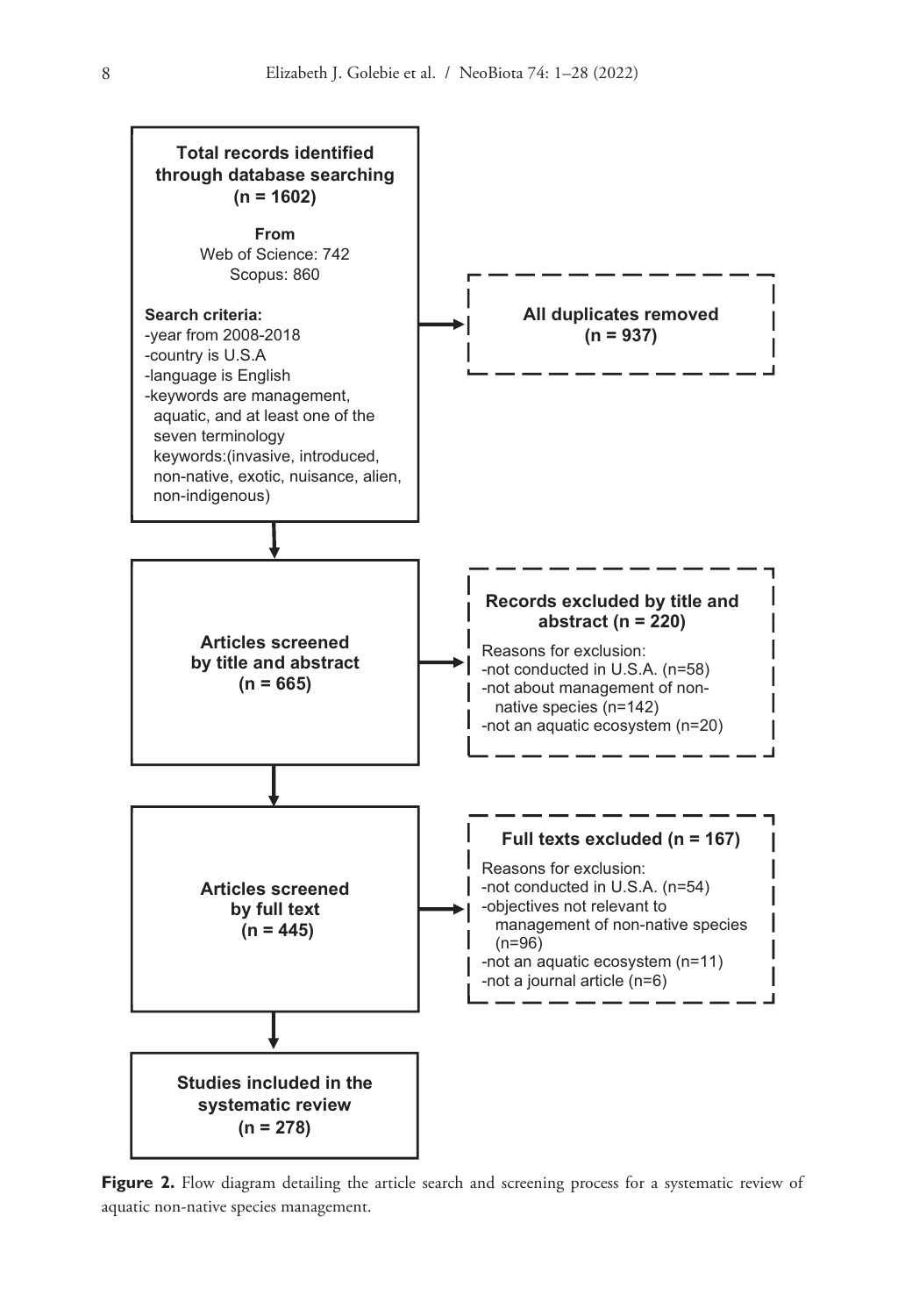**Total records identified through database searching (n = 1602)**

**From**
Web of Science: 742
Scopus: 860

**Search criteria:**
- year from 2008-2018
- country is U.S.A
- language is English
- keywords are management, aquatic, and at least one of the seven terminology keywords:(invasive, introduced, non-native, exotic, nuisance, alien, non-indigenous)

→ **All duplicates removed (n = 937)**

**Articles screened by title and abstract (n = 665)**

→ **Records excluded by title and abstract (n = 220)**

Reasons for exclusion:
- not conducted in U.S.A. (n=58)
- not about management of non-native species (n=142)
- not an aquatic ecosystem (n=20)

**Articles screened by full text (n = 445)**

→ **Full texts excluded (n = 167)**

Reasons for exclusion:
- not conducted in U.S.A. (n=54)
- objectives not relevant to management of non-native species (n=96)
- not an aquatic ecosystem (n=11)
- not a journal article (n=6)

**Studies included in the systematic review (n = 278)**

**Figure 2.** Flow diagram detailing the article search and screening process for a systematic review of aquatic non-native species management.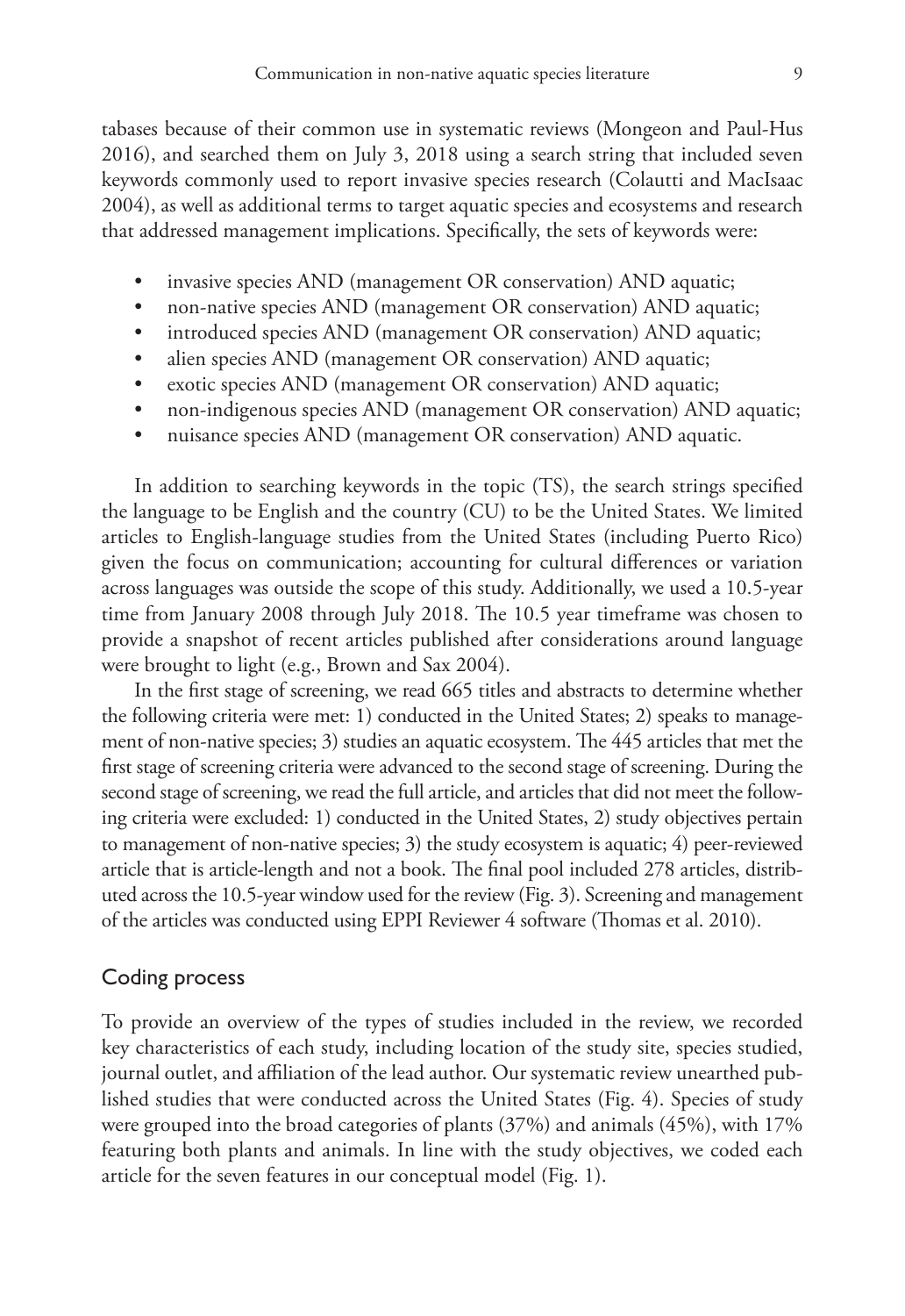tabases because of their common use in systematic reviews (Mongeon and Paul-Hus 2016), and searched them on July 3, 2018 using a search string that included seven keywords commonly used to report invasive species research (Colautti and MacIsaac 2004), as well as additional terms to target aquatic species and ecosystems and research that addressed management implications. Specifically, the sets of keywords were:

- invasive species AND (management OR conservation) AND aquatic;
- non-native species AND (management OR conservation) AND aquatic;
- introduced species AND (management OR conservation) AND aquatic;
- alien species AND (management OR conservation) AND aquatic;
- exotic species AND (management OR conservation) AND aquatic;
- non-indigenous species AND (management OR conservation) AND aquatic;
- nuisance species AND (management OR conservation) AND aquatic.

In addition to searching keywords in the topic (TS), the search strings specified the language to be English and the country (CU) to be the United States. We limited articles to English-language studies from the United States (including Puerto Rico) given the focus on communication; accounting for cultural differences or variation across languages was outside the scope of this study. Additionally, we used a 10.5-year time from January 2008 through July 2018. The 10.5 year timeframe was chosen to provide a snapshot of recent articles published after considerations around language were brought to light (e.g., Brown and Sax 2004).

In the first stage of screening, we read 665 titles and abstracts to determine whether the following criteria were met: 1) conducted in the United States; 2) speaks to management of non-native species; 3) studies an aquatic ecosystem. The 445 articles that met the first stage of screening criteria were advanced to the second stage of screening. During the second stage of screening, we read the full article, and articles that did not meet the following criteria were excluded: 1) conducted in the United States, 2) study objectives pertain to management of non-native species; 3) the study ecosystem is aquatic; 4) peer-reviewed article that is article-length and not a book. The final pool included 278 articles, distributed across the 10.5-year window used for the review (Fig. 3). Screening and management of the articles was conducted using EPPI Reviewer 4 software (Thomas et al. 2010).

## Coding process

To provide an overview of the types of studies included in the review, we recorded key characteristics of each study, including location of the study site, species studied, journal outlet, and affiliation of the lead author. Our systematic review unearthed published studies that were conducted across the United States (Fig. 4). Species of study were grouped into the broad categories of plants (37%) and animals (45%), with 17% featuring both plants and animals. In line with the study objectives, we coded each article for the seven features in our conceptual model (Fig. 1).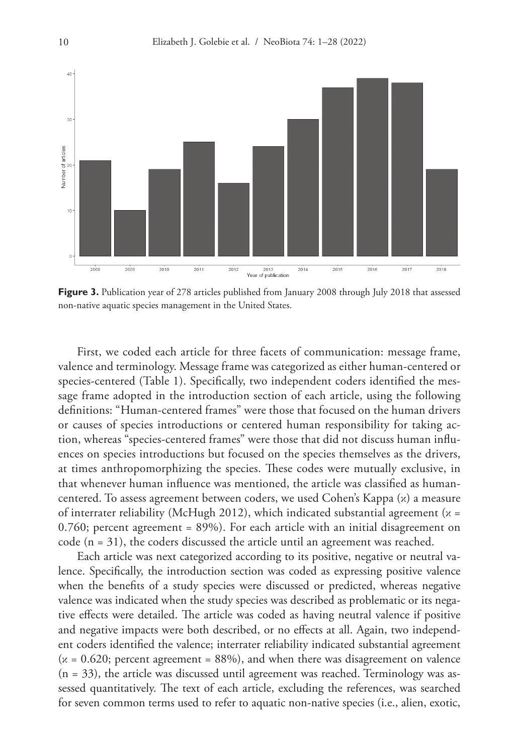**Figure 3.** Publication year of 278 articles published from January 2008 through July 2018 that assessed non-native aquatic species management in the United States.

First, we coded each article for three facets of communication: message frame, valence and terminology. Message frame was categorized as either human-centered or species-centered (Table 1). Specifically, two independent coders identified the message frame adopted in the introduction section of each article, using the following definitions: "Human-centered frames" were those that focused on the human drivers or causes of species introductions or centered human responsibility for taking action, whereas "species-centered frames" were those that did not discuss human influences on species introductions but focused on the species themselves as the drivers, at times anthropomorphizing the species. These codes were mutually exclusive, in that whenever human influence was mentioned, the article was classified as human-centered. To assess agreement between coders, we used Cohen's Kappa ($\varkappa$) a measure of interrater reliability (McHugh 2012), which indicated substantial agreement ($\varkappa$ = 0.760; percent agreement = 89%). For each article with an initial disagreement on code (n = 31), the coders discussed the article until an agreement was reached.

Each article was next categorized according to its positive, negative or neutral valence. Specifically, the introduction section was coded as expressing positive valence when the benefits of a study species were discussed or predicted, whereas negative valence was indicated when the study species was described as problematic or its negative effects were detailed. The article was coded as having neutral valence if positive and negative impacts were both described, or no effects at all. Again, two independent coders identified the valence; interrater reliability indicated substantial agreement ($\varkappa$ = 0.620; percent agreement = 88%), and when there was disagreement on valence (n = 33), the article was discussed until agreement was reached. Terminology was assessed quantitatively. The text of each article, excluding the references, was searched for seven common terms used to refer to aquatic non-native species (i.e., alien, exotic,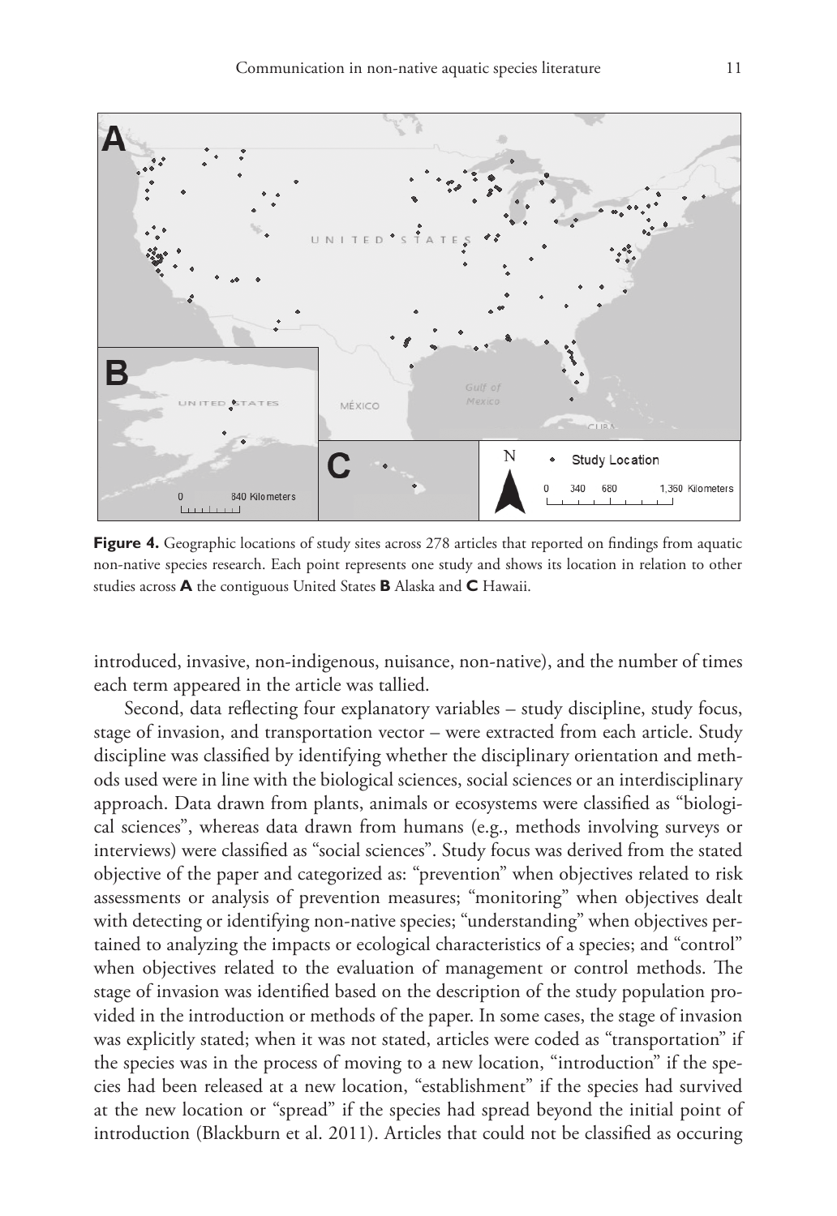**Figure 4.** Geographic locations of study sites across 278 articles that reported on findings from aquatic non-native species research. Each point represents one study and shows its location in relation to other studies across **A** the contiguous United States **B** Alaska and **C** Hawaii.

introduced, invasive, non-indigenous, nuisance, non-native), and the number of times each term appeared in the article was tallied.

Second, data reflecting four explanatory variables – study discipline, study focus, stage of invasion, and transportation vector – were extracted from each article. Study discipline was classified by identifying whether the disciplinary orientation and methods used were in line with the biological sciences, social sciences or an interdisciplinary approach. Data drawn from plants, animals or ecosystems were classified as "biological sciences", whereas data drawn from humans (e.g., methods involving surveys or interviews) were classified as "social sciences". Study focus was derived from the stated objective of the paper and categorized as: "prevention" when objectives related to risk assessments or analysis of prevention measures; "monitoring" when objectives dealt with detecting or identifying non-native species; "understanding" when objectives pertained to analyzing the impacts or ecological characteristics of a species; and "control" when objectives related to the evaluation of management or control methods. The stage of invasion was identified based on the description of the study population provided in the introduction or methods of the paper. In some cases, the stage of invasion was explicitly stated; when it was not stated, articles were coded as "transportation" if the species was in the process of moving to a new location, "introduction" if the species had been released at a new location, "establishment" if the species had survived at the new location or "spread" if the species had spread beyond the initial point of introduction (Blackburn et al. 2011). Articles that could not be classified as occuring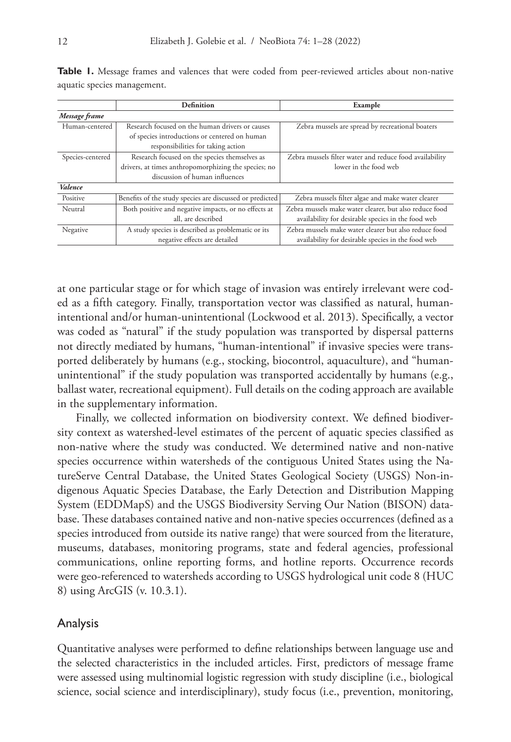**Table 1.** Message frames and valences that were coded from peer-reviewed articles about non-native aquatic species management.

| | Definition | Example |
|---|---|---|
| *Message frame* | | |
| Human-centered | Research focused on the human drivers or causes of species introductions or centered on human responsibilities for taking action | Zebra mussels are spread by recreational boaters |
| Species-centered | Research focused on the species themselves as drivers, at times anthropomorphizing the species; no discussion of human influences | Zebra mussels filter water and reduce food availability lower in the food web |
| *Valence* | | |
| Positive | Benefits of the study species are discussed or predicted | Zebra mussels filter algae and make water clearer |
| Neutral | Both positive and negative impacts, or no effects at all, are described | Zebra mussels make water clearer, but also reduce food availability for desirable species in the food web |
| Negative | A study species is described as problematic or its negative effects are detailed | Zebra mussels make water clearer but also reduce food availability for desirable species in the food web |

at one particular stage or for which stage of invasion was entirely irrelevant were coded as a fifth category. Finally, transportation vector was classified as natural, human-intentional and/or human-unintentional (Lockwood et al. 2013). Specifically, a vector was coded as "natural" if the study population was transported by dispersal patterns not directly mediated by humans, "human-intentional" if invasive species were transported deliberately by humans (e.g., stocking, biocontrol, aquaculture), and "human-unintentional" if the study population was transported accidentally by humans (e.g., ballast water, recreational equipment). Full details on the coding approach are available in the supplementary information.

Finally, we collected information on biodiversity context. We defined biodiversity context as watershed-level estimates of the percent of aquatic species classified as non-native where the study was conducted. We determined native and non-native species occurrence within watersheds of the contiguous United States using the NatureServe Central Database, the United States Geological Society (USGS) Non-indigenous Aquatic Species Database, the Early Detection and Distribution Mapping System (EDDMapS) and the USGS Biodiversity Serving Our Nation (BISON) database. These databases contained native and non-native species occurrences (defined as a species introduced from outside its native range) that were sourced from the literature, museums, databases, monitoring programs, state and federal agencies, professional communications, online reporting forms, and hotline reports. Occurrence records were geo-referenced to watersheds according to USGS hydrological unit code 8 (HUC 8) using ArcGIS (v. 10.3.1).

## Analysis

Quantitative analyses were performed to define relationships between language use and the selected characteristics in the included articles. First, predictors of message frame were assessed using multinomial logistic regression with study discipline (i.e., biological science, social science and interdisciplinary), study focus (i.e., prevention, monitoring,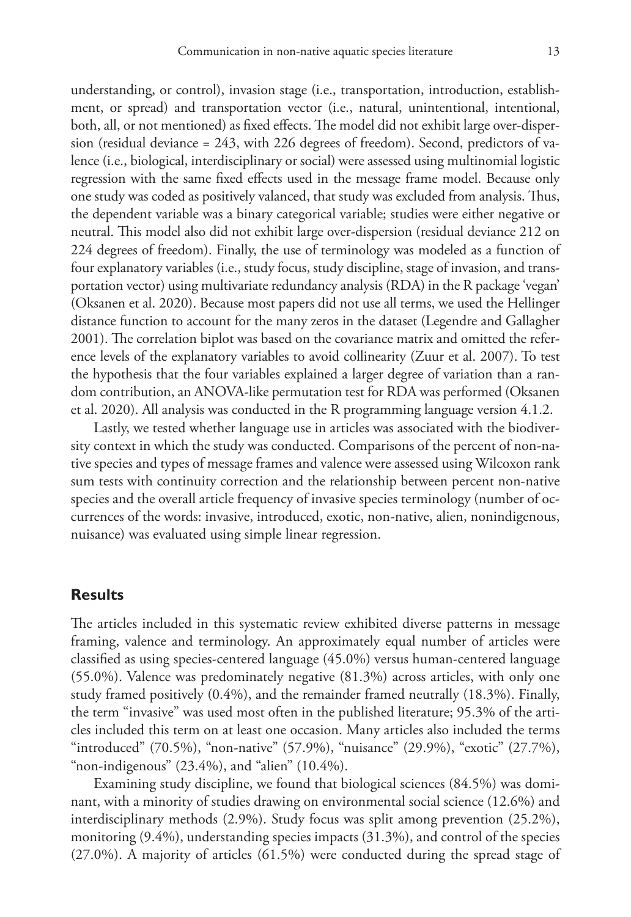understanding, or control), invasion stage (i.e., transportation, introduction, establishment, or spread) and transportation vector (i.e., natural, unintentional, intentional, both, all, or not mentioned) as fixed effects. The model did not exhibit large over-dispersion (residual deviance = 243, with 226 degrees of freedom). Second, predictors of valence (i.e., biological, interdisciplinary or social) were assessed using multinomial logistic regression with the same fixed effects used in the message frame model. Because only one study was coded as positively valanced, that study was excluded from analysis. Thus, the dependent variable was a binary categorical variable; studies were either negative or neutral. This model also did not exhibit large over-dispersion (residual deviance 212 on 224 degrees of freedom). Finally, the use of terminology was modeled as a function of four explanatory variables (i.e., study focus, study discipline, stage of invasion, and transportation vector) using multivariate redundancy analysis (RDA) in the R package 'vegan' (Oksanen et al. 2020). Because most papers did not use all terms, we used the Hellinger distance function to account for the many zeros in the dataset (Legendre and Gallagher 2001). The correlation biplot was based on the covariance matrix and omitted the reference levels of the explanatory variables to avoid collinearity (Zuur et al. 2007). To test the hypothesis that the four variables explained a larger degree of variation than a random contribution, an ANOVA-like permutation test for RDA was performed (Oksanen et al. 2020). All analysis was conducted in the R programming language version 4.1.2.

Lastly, we tested whether language use in articles was associated with the biodiversity context in which the study was conducted. Comparisons of the percent of non-native species and types of message frames and valence were assessed using Wilcoxon rank sum tests with continuity correction and the relationship between percent non-native species and the overall article frequency of invasive species terminology (number of occurrences of the words: invasive, introduced, exotic, non-native, alien, nonindigenous, nuisance) was evaluated using simple linear regression.

## Results

The articles included in this systematic review exhibited diverse patterns in message framing, valence and terminology. An approximately equal number of articles were classified as using species-centered language (45.0%) versus human-centered language (55.0%). Valence was predominately negative (81.3%) across articles, with only one study framed positively (0.4%), and the remainder framed neutrally (18.3%). Finally, the term "invasive" was used most often in the published literature; 95.3% of the articles included this term on at least one occasion. Many articles also included the terms "introduced" (70.5%), "non-native" (57.9%), "nuisance" (29.9%), "exotic" (27.7%), "non-indigenous" (23.4%), and "alien" (10.4%).

Examining study discipline, we found that biological sciences (84.5%) was dominant, with a minority of studies drawing on environmental social science (12.6%) and interdisciplinary methods (2.9%). Study focus was split among prevention (25.2%), monitoring (9.4%), understanding species impacts (31.3%), and control of the species (27.0%). A majority of articles (61.5%) were conducted during the spread stage of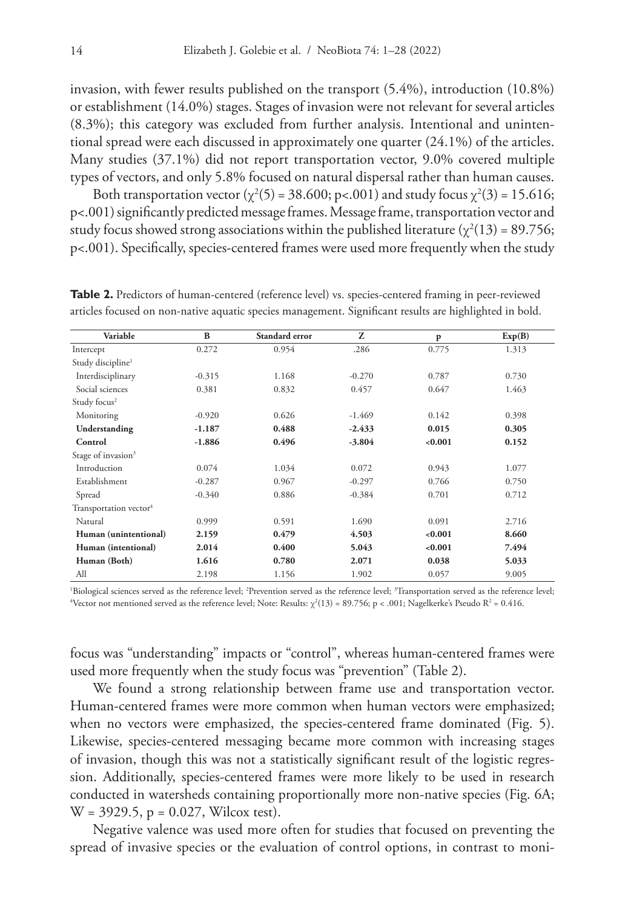invasion, with fewer results published on the transport (5.4%), introduction (10.8%) or establishment (14.0%) stages. Stages of invasion were not relevant for several articles (8.3%); this category was excluded from further analysis. Intentional and unintentional spread were each discussed in approximately one quarter (24.1%) of the articles. Many studies (37.1%) did not report transportation vector, 9.0% covered multiple types of vectors, and only 5.8% focused on natural dispersal rather than human causes.

Both transportation vector ($\chi^2(5) = 38.600$; p<.001) and study focus $\chi^2(3) = 15.616$; p<.001) significantly predicted message frames. Message frame, transportation vector and study focus showed strong associations within the published literature ($\chi^2(13) = 89.756$; p<.001). Specifically, species-centered frames were used more frequently when the study focus was "understanding" impacts or "control", whereas human-centered frames were used more frequently when the study focus was "prevention" (Table 2).

**Table 2.** Predictors of human-centered (reference level) vs. species-centered framing in peer-reviewed articles focused on non-native aquatic species management. Significant results are highlighted in bold.

| Variable | B | Standard error | Z | p | Exp(B) |
|---|---|---|---|---|---|
| Intercept | 0.272 | 0.954 | .286 | 0.775 | 1.313 |
| Study discipline[1] | | | | | |
| Interdisciplinary | -0.315 | 1.168 | -0.270 | 0.787 | 0.730 |
| Social sciences | 0.381 | 0.832 | 0.457 | 0.647 | 1.463 |
| Study focus[2] | | | | | |
| Monitoring | -0.920 | 0.626 | -1.469 | 0.142 | 0.398 |
| **Understanding** | **-1.187** | **0.488** | **-2.433** | **0.015** | **0.305** |
| **Control** | **-1.886** | **0.496** | **-3.804** | **<0.001** | **0.152** |
| Stage of invasion[3] | | | | | |
| Introduction | 0.074 | 1.034 | 0.072 | 0.943 | 1.077 |
| Establishment | -0.287 | 0.967 | -0.297 | 0.766 | 0.750 |
| Spread | -0.340 | 0.886 | -0.384 | 0.701 | 0.712 |
| Transportation vector[4] | | | | | |
| Natural | 0.999 | 0.591 | 1.690 | 0.091 | 2.716 |
| **Human (unintentional)** | **2.159** | **0.479** | **4.503** | **<0.001** | **8.660** |
| **Human (intentional)** | **2.014** | **0.400** | **5.043** | **<0.001** | **7.494** |
| **Human (Both)** | **1.616** | **0.780** | **2.071** | **0.038** | **5.033** |
| All | 2.198 | 1.156 | 1.902 | 0.057 | 9.005 |

[1]Biological sciences served as the reference level; [2]Prevention served as the reference level; [3]Transportation served as the reference level; [4]Vector not mentioned served as the reference level; Note: Results: $\chi^2(13) = 89.756$; $p < .001$; Nagelkerke's Pseudo $R^2 = 0.416$.

We found a strong relationship between frame use and transportation vector. Human-centered frames were more common when human vectors were emphasized; when no vectors were emphasized, the species-centered frame dominated (Fig. 5). Likewise, species-centered messaging became more common with increasing stages of invasion, though this was not a statistically significant result of the logistic regression. Additionally, species-centered frames were more likely to be used in research conducted in watersheds containing proportionally more non-native species (Fig. 6A; W = 3929.5, p = 0.027, Wilcox test).

Negative valence was used more often for studies that focused on preventing the spread of invasive species or the evaluation of control options, in contrast to moni-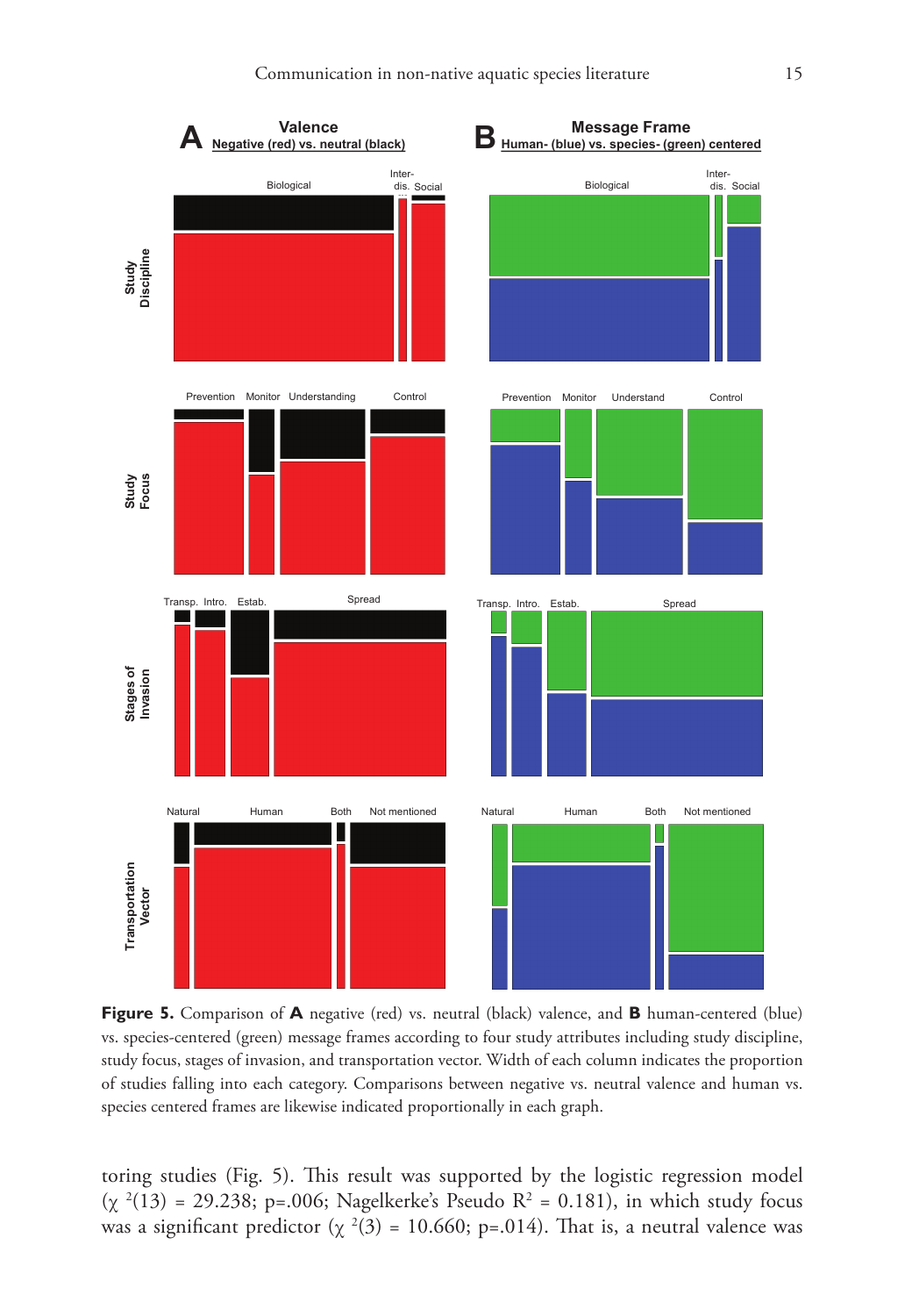**Figure 5.** Comparison of **A** negative (red) vs. neutral (black) valence, and **B** human-centered (blue) vs. species-centered (green) message frames according to four study attributes including study discipline, study focus, stages of invasion, and transportation vector. Width of each column indicates the proportion of studies falling into each category. Comparisons between negative vs. neutral valence and human vs. species centered frames are likewise indicated proportionally in each graph.

toring studies (Fig. 5). This result was supported by the logistic regression model ($\chi^2(13)$ = 29.238; p=.006; Nagelkerke's Pseudo $R^2$ = 0.181), in which study focus was a significant predictor ($\chi^2(3)$ = 10.660; p=.014). That is, a neutral valence was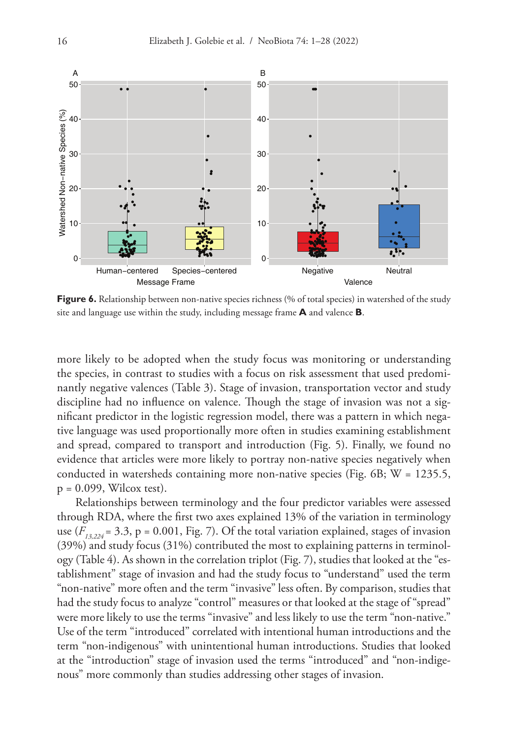**Figure 6.** Relationship between non-native species richness (% of total species) in watershed of the study site and language use within the study, including message frame **A** and valence **B**.

more likely to be adopted when the study focus was monitoring or understanding the species, in contrast to studies with a focus on risk assessment that used predominantly negative valences (Table 3). Stage of invasion, transportation vector and study discipline had no influence on valence. Though the stage of invasion was not a significant predictor in the logistic regression model, there was a pattern in which negative language was used proportionally more often in studies examining establishment and spread, compared to transport and introduction (Fig. 5). Finally, we found no evidence that articles were more likely to portray non-native species negatively when conducted in watersheds containing more non-native species (Fig. 6B; W = 1235.5, p = 0.099, Wilcox test).

Relationships between terminology and the four predictor variables were assessed through RDA, where the first two axes explained 13% of the variation in terminology use ($F_{13,224}$ = 3.3, p = 0.001, Fig. 7). Of the total variation explained, stages of invasion (39%) and study focus (31%) contributed the most to explaining patterns in terminology (Table 4). As shown in the correlation triplot (Fig. 7), studies that looked at the "establishment" stage of invasion and had the study focus to "understand" used the term "non-native" more often and the term "invasive" less often. By comparison, studies that had the study focus to analyze "control" measures or that looked at the stage of "spread" were more likely to use the terms "invasive" and less likely to use the term "non-native." Use of the term "introduced" correlated with intentional human introductions and the term "non-indigenous" with unintentional human introductions. Studies that looked at the "introduction" stage of invasion used the terms "introduced" and "non-indigenous" more commonly than studies addressing other stages of invasion.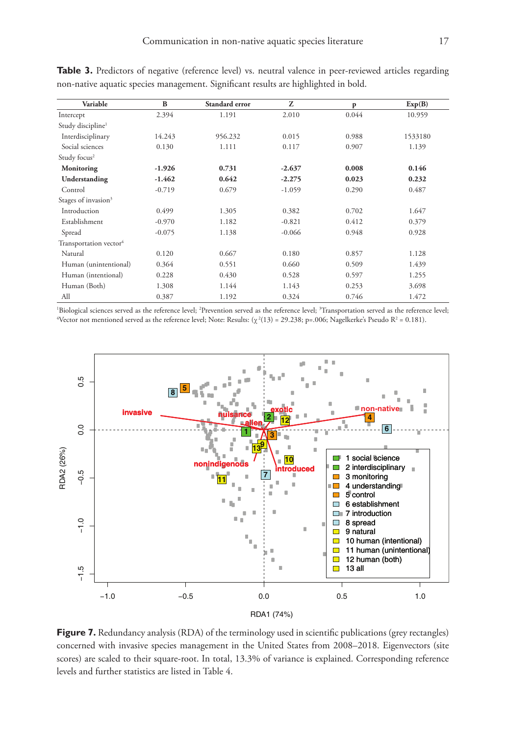**Table 3.** Predictors of negative (reference level) vs. neutral valence in peer-reviewed articles regarding non-native aquatic species management. Significant results are highlighted in bold.

| Variable | B | Standard error | Z | p | Exp(B) |
|---|---|---|---|---|---|
| Intercept | 2.394 | 1.191 | 2.010 | 0.044 | 10.959 |
| Study discipline[1] | | | | | |
| Interdisciplinary | 14.243 | 956.232 | 0.015 | 0.988 | 1533180 |
| Social sciences | 0.130 | 1.111 | 0.117 | 0.907 | 1.139 |
| Study focus[2] | | | | | |
| **Monitoring** | **-1.926** | **0.731** | **-2.637** | **0.008** | **0.146** |
| **Understanding** | **-1.462** | **0.642** | **-2.275** | **0.023** | **0.232** |
| Control | -0.719 | 0.679 | -1.059 | 0.290 | 0.487 |
| Stages of invasion[3] | | | | | |
| Introduction | 0.499 | 1.305 | 0.382 | 0.702 | 1.647 |
| Establishment | -0.970 | 1.182 | -0.821 | 0.412 | 0.379 |
| Spread | -0.075 | 1.138 | -0.066 | 0.948 | 0.928 |
| Transportation vector[4] | | | | | |
| Natural | 0.120 | 0.667 | 0.180 | 0.857 | 1.128 |
| Human (unintentional) | 0.364 | 0.551 | 0.660 | 0.509 | 1.439 |
| Human (intentional) | 0.228 | 0.430 | 0.528 | 0.597 | 1.255 |
| Human (Both) | 1.308 | 1.144 | 1.143 | 0.253 | 3.698 |
| All | 0.387 | 1.192 | 0.324 | 0.746 | 1.472 |

[1]Biological sciences served as the reference level; [2]Prevention served as the reference level; [3]Transportation served as the reference level; [4]Vector not mentioned served as the reference level; Note: Results: ($\chi^2(13) = 29.238$; p=.006; Nagelkerke's Pseudo $R^2 = 0.181$).

**Figure 7.** Redundancy analysis (RDA) of the terminology used in scientific publications (grey rectangles) concerned with invasive species management in the United States from 2008–2018. Eigenvectors (site scores) are scaled to their square-root. In total, 13.3% of variance is explained. Corresponding reference levels and further statistics are listed in Table 4.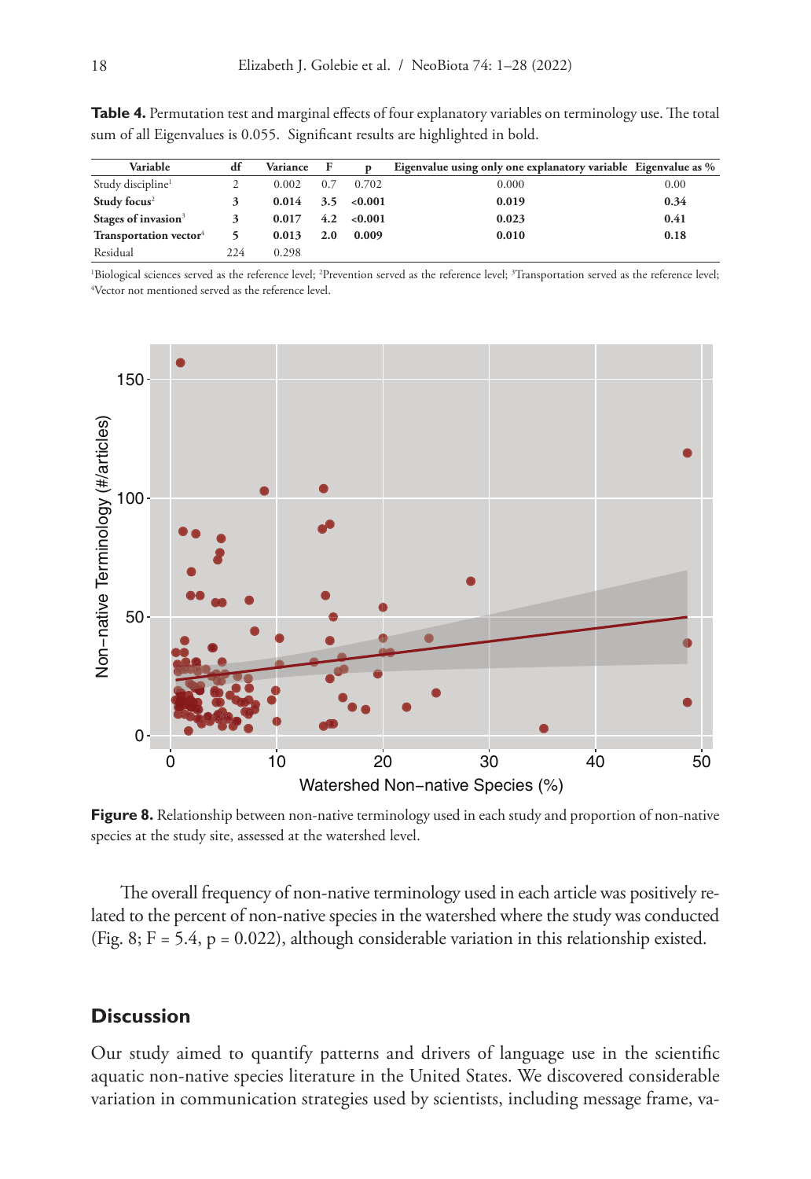**Table 4.** Permutation test and marginal effects of four explanatory variables on terminology use. The total sum of all Eigenvalues is 0.055. Significant results are highlighted in bold.

| Variable | df | Variance | F | p | Eigenvalue using only one explanatory variable | Eigenvalue as % |
|---|---|---|---|---|---|---|
| Study discipline[1] | 2 | 0.002 | 0.7 | 0.702 | 0.000 | 0.00 |
| **Study focus**[2] | **3** | **0.014** | **3.5** | **<0.001** | **0.019** | **0.34** |
| **Stages of invasion**[3] | **3** | **0.017** | **4.2** | **<0.001** | **0.023** | **0.41** |
| **Transportation vector**[4] | **5** | **0.013** | **2.0** | **0.009** | **0.010** | **0.18** |
| Residual | 224 | 0.298 | | | | |

[1]Biological sciences served as the reference level; [2]Prevention served as the reference level; [3]Transportation served as the reference level; [4]Vector not mentioned served as the reference level.

**Figure 8.** Relationship between non-native terminology used in each study and proportion of non-native species at the study site, assessed at the watershed level.

The overall frequency of non-native terminology used in each article was positively related to the percent of non-native species in the watershed where the study was conducted (Fig. 8; $F = 5.4$, $p = 0.022$), although considerable variation in this relationship existed.

## Discussion

Our study aimed to quantify patterns and drivers of language use in the scientific aquatic non-native species literature in the United States. We discovered considerable variation in communication strategies used by scientists, including message frame, va-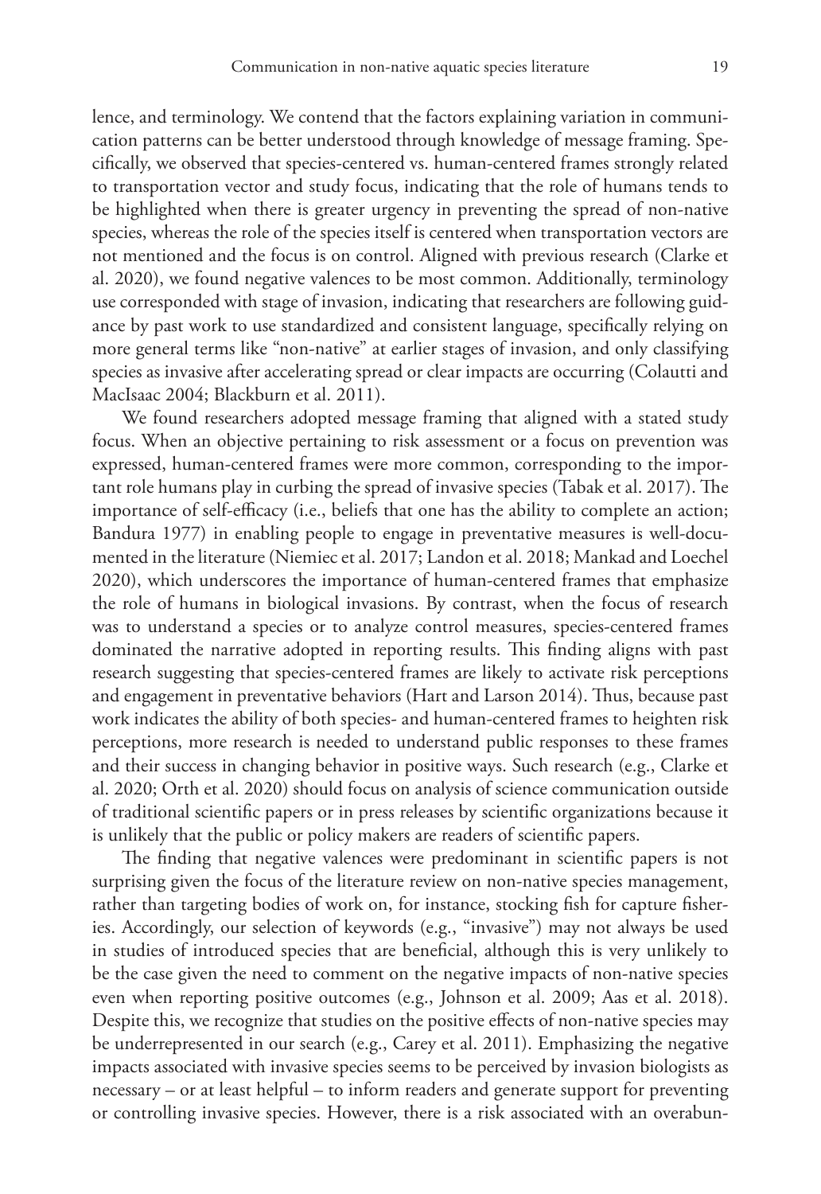lence, and terminology. We contend that the factors explaining variation in communication patterns can be better understood through knowledge of message framing. Specifically, we observed that species-centered vs. human-centered frames strongly related to transportation vector and study focus, indicating that the role of humans tends to be highlighted when there is greater urgency in preventing the spread of non-native species, whereas the role of the species itself is centered when transportation vectors are not mentioned and the focus is on control. Aligned with previous research (Clarke et al. 2020), we found negative valences to be most common. Additionally, terminology use corresponded with stage of invasion, indicating that researchers are following guidance by past work to use standardized and consistent language, specifically relying on more general terms like "non-native" at earlier stages of invasion, and only classifying species as invasive after accelerating spread or clear impacts are occurring (Colautti and MacIsaac 2004; Blackburn et al. 2011).

We found researchers adopted message framing that aligned with a stated study focus. When an objective pertaining to risk assessment or a focus on prevention was expressed, human-centered frames were more common, corresponding to the important role humans play in curbing the spread of invasive species (Tabak et al. 2017). The importance of self-efficacy (i.e., beliefs that one has the ability to complete an action; Bandura 1977) in enabling people to engage in preventative measures is well-documented in the literature (Niemiec et al. 2017; Landon et al. 2018; Mankad and Loechel 2020), which underscores the importance of human-centered frames that emphasize the role of humans in biological invasions. By contrast, when the focus of research was to understand a species or to analyze control measures, species-centered frames dominated the narrative adopted in reporting results. This finding aligns with past research suggesting that species-centered frames are likely to activate risk perceptions and engagement in preventative behaviors (Hart and Larson 2014). Thus, because past work indicates the ability of both species- and human-centered frames to heighten risk perceptions, more research is needed to understand public responses to these frames and their success in changing behavior in positive ways. Such research (e.g., Clarke et al. 2020; Orth et al. 2020) should focus on analysis of science communication outside of traditional scientific papers or in press releases by scientific organizations because it is unlikely that the public or policy makers are readers of scientific papers.

The finding that negative valences were predominant in scientific papers is not surprising given the focus of the literature review on non-native species management, rather than targeting bodies of work on, for instance, stocking fish for capture fisheries. Accordingly, our selection of keywords (e.g., "invasive") may not always be used in studies of introduced species that are beneficial, although this is very unlikely to be the case given the need to comment on the negative impacts of non-native species even when reporting positive outcomes (e.g., Johnson et al. 2009; Aas et al. 2018). Despite this, we recognize that studies on the positive effects of non-native species may be underrepresented in our search (e.g., Carey et al. 2011). Emphasizing the negative impacts associated with invasive species seems to be perceived by invasion biologists as necessary – or at least helpful – to inform readers and generate support for preventing or controlling invasive species. However, there is a risk associated with an overabun-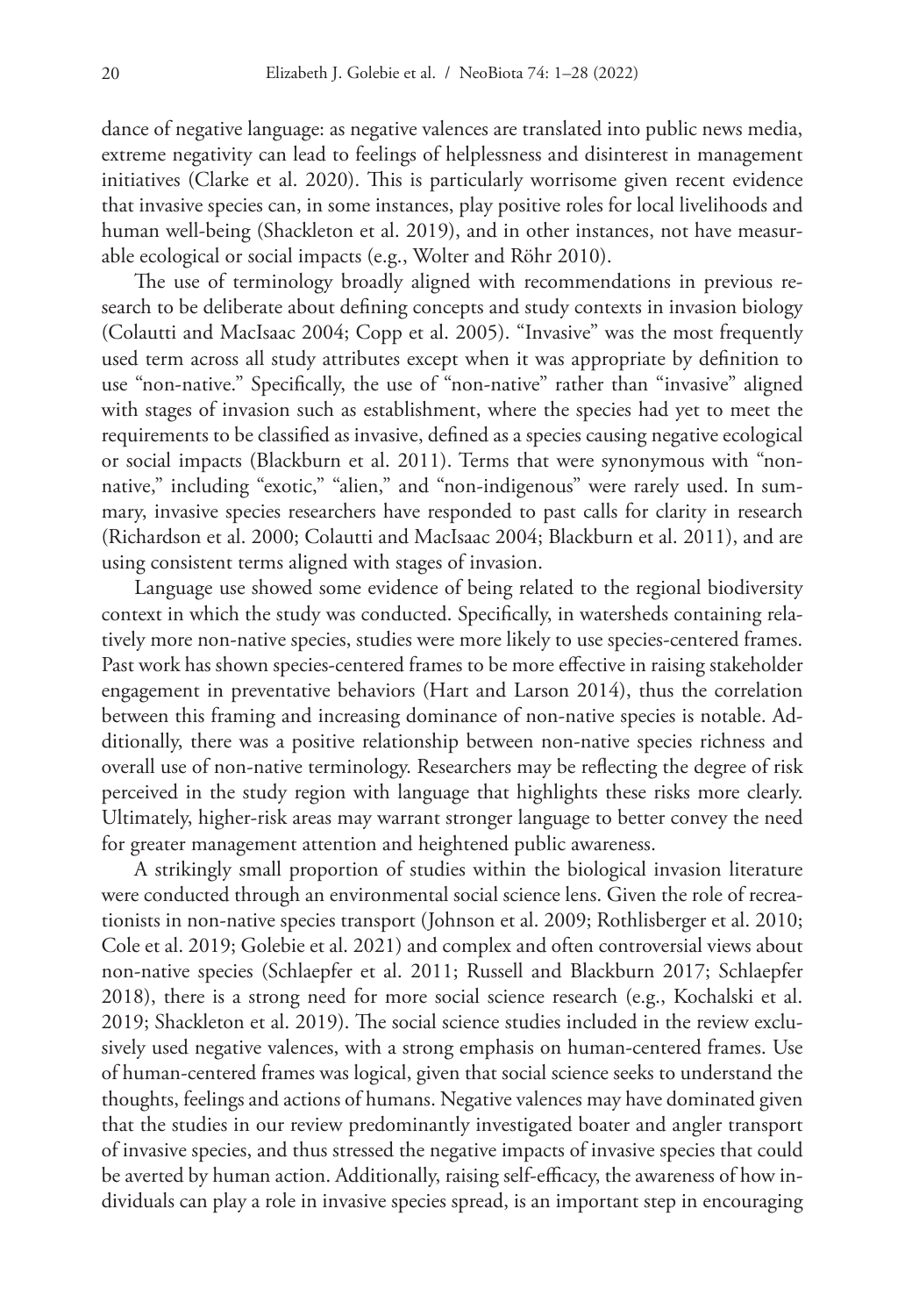dance of negative language: as negative valences are translated into public news media, extreme negativity can lead to feelings of helplessness and disinterest in management initiatives (Clarke et al. 2020). This is particularly worrisome given recent evidence that invasive species can, in some instances, play positive roles for local livelihoods and human well-being (Shackleton et al. 2019), and in other instances, not have measurable ecological or social impacts (e.g., Wolter and Röhr 2010).

The use of terminology broadly aligned with recommendations in previous research to be deliberate about defining concepts and study contexts in invasion biology (Colautti and MacIsaac 2004; Copp et al. 2005). "Invasive" was the most frequently used term across all study attributes except when it was appropriate by definition to use "non-native." Specifically, the use of "non-native" rather than "invasive" aligned with stages of invasion such as establishment, where the species had yet to meet the requirements to be classified as invasive, defined as a species causing negative ecological or social impacts (Blackburn et al. 2011). Terms that were synonymous with "non-native," including "exotic," "alien," and "non-indigenous" were rarely used. In summary, invasive species researchers have responded to past calls for clarity in research (Richardson et al. 2000; Colautti and MacIsaac 2004; Blackburn et al. 2011), and are using consistent terms aligned with stages of invasion.

Language use showed some evidence of being related to the regional biodiversity context in which the study was conducted. Specifically, in watersheds containing relatively more non-native species, studies were more likely to use species-centered frames. Past work has shown species-centered frames to be more effective in raising stakeholder engagement in preventative behaviors (Hart and Larson 2014), thus the correlation between this framing and increasing dominance of non-native species is notable. Additionally, there was a positive relationship between non-native species richness and overall use of non-native terminology. Researchers may be reflecting the degree of risk perceived in the study region with language that highlights these risks more clearly. Ultimately, higher-risk areas may warrant stronger language to better convey the need for greater management attention and heightened public awareness.

A strikingly small proportion of studies within the biological invasion literature were conducted through an environmental social science lens. Given the role of recreationists in non-native species transport (Johnson et al. 2009; Rothlisberger et al. 2010; Cole et al. 2019; Golebie et al. 2021) and complex and often controversial views about non-native species (Schlaepfer et al. 2011; Russell and Blackburn 2017; Schlaepfer 2018), there is a strong need for more social science research (e.g., Kochalski et al. 2019; Shackleton et al. 2019). The social science studies included in the review exclusively used negative valences, with a strong emphasis on human-centered frames. Use of human-centered frames was logical, given that social science seeks to understand the thoughts, feelings and actions of humans. Negative valences may have dominated given that the studies in our review predominantly investigated boater and angler transport of invasive species, and thus stressed the negative impacts of invasive species that could be averted by human action. Additionally, raising self-efficacy, the awareness of how individuals can play a role in invasive species spread, is an important step in encouraging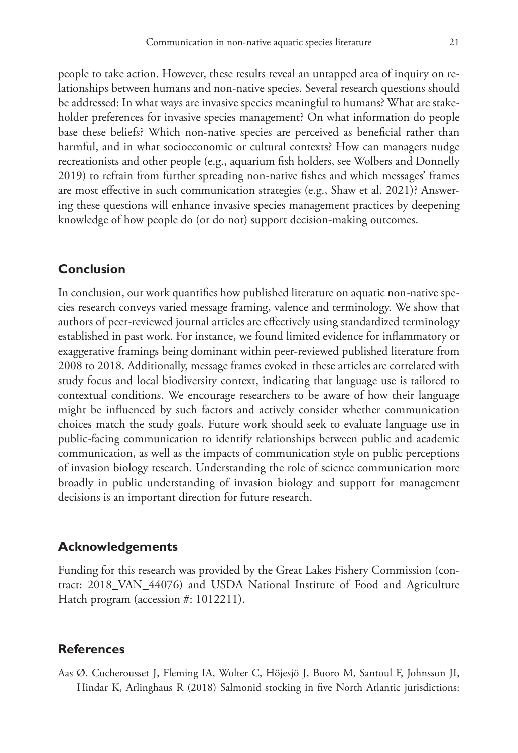people to take action. However, these results reveal an untapped area of inquiry on relationships between humans and non-native species. Several research questions should be addressed: In what ways are invasive species meaningful to humans? What are stakeholder preferences for invasive species management? On what information do people base these beliefs? Which non-native species are perceived as beneficial rather than harmful, and in what socioeconomic or cultural contexts? How can managers nudge recreationists and other people (e.g., aquarium fish holders, see Wolbers and Donnelly 2019) to refrain from further spreading non-native fishes and which messages' frames are most effective in such communication strategies (e.g., Shaw et al. 2021)? Answering these questions will enhance invasive species management practices by deepening knowledge of how people do (or do not) support decision-making outcomes.

## Conclusion

In conclusion, our work quantifies how published literature on aquatic non-native species research conveys varied message framing, valence and terminology. We show that authors of peer-reviewed journal articles are effectively using standardized terminology established in past work. For instance, we found limited evidence for inflammatory or exaggerative framings being dominant within peer-reviewed published literature from 2008 to 2018. Additionally, message frames evoked in these articles are correlated with study focus and local biodiversity context, indicating that language use is tailored to contextual conditions. We encourage researchers to be aware of how their language might be influenced by such factors and actively consider whether communication choices match the study goals. Future work should seek to evaluate language use in public-facing communication to identify relationships between public and academic communication, as well as the impacts of communication style on public perceptions of invasion biology research. Understanding the role of science communication more broadly in public understanding of invasion biology and support for management decisions is an important direction for future research.

## Acknowledgements

Funding for this research was provided by the Great Lakes Fishery Commission (contract: 2018_VAN_44076) and USDA National Institute of Food and Agriculture Hatch program (accession #: 1012211).

## References

Aas Ø, Cucherousset J, Fleming IA, Wolter C, Höjesjö J, Buoro M, Santoul F, Johnsson JI, Hindar K, Arlinghaus R (2018) Salmonid stocking in five North Atlantic jurisdictions: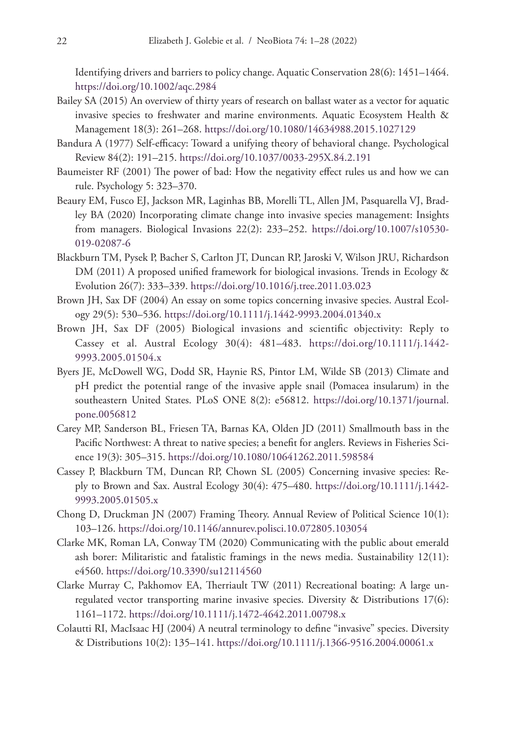Identifying drivers and barriers to policy change. Aquatic Conservation 28(6): 1451–1464. https://doi.org/10.1002/aqc.2984

Bailey SA (2015) An overview of thirty years of research on ballast water as a vector for aquatic invasive species to freshwater and marine environments. Aquatic Ecosystem Health & Management 18(3): 261–268. https://doi.org/10.1080/14634988.2015.1027129

Bandura A (1977) Self-efficacy: Toward a unifying theory of behavioral change. Psychological Review 84(2): 191–215. https://doi.org/10.1037/0033-295X.84.2.191

Baumeister RF (2001) The power of bad: How the negativity effect rules us and how we can rule. Psychology 5: 323–370.

Beaury EM, Fusco EJ, Jackson MR, Laginhas BB, Morelli TL, Allen JM, Pasquarella VJ, Bradley BA (2020) Incorporating climate change into invasive species management: Insights from managers. Biological Invasions 22(2): 233–252. https://doi.org/10.1007/s10530-019-02087-6

Blackburn TM, Pysek P, Bacher S, Carlton JT, Duncan RP, Jaroski V, Wilson JRU, Richardson DM (2011) A proposed unified framework for biological invasions. Trends in Ecology & Evolution 26(7): 333–339. https://doi.org/10.1016/j.tree.2011.03.023

Brown JH, Sax DF (2004) An essay on some topics concerning invasive species. Austral Ecology 29(5): 530–536. https://doi.org/10.1111/j.1442-9993.2004.01340.x

Brown JH, Sax DF (2005) Biological invasions and scientific objectivity: Reply to Cassey et al. Austral Ecology 30(4): 481–483. https://doi.org/10.1111/j.1442-9993.2005.01504.x

Byers JE, McDowell WG, Dodd SR, Haynie RS, Pintor LM, Wilde SB (2013) Climate and pH predict the potential range of the invasive apple snail (Pomacea insularum) in the southeastern United States. PLoS ONE 8(2): e56812. https://doi.org/10.1371/journal.pone.0056812

Carey MP, Sanderson BL, Friesen TA, Barnas KA, Olden JD (2011) Smallmouth bass in the Pacific Northwest: A threat to native species; a benefit for anglers. Reviews in Fisheries Science 19(3): 305–315. https://doi.org/10.1080/10641262.2011.598584

Cassey P, Blackburn TM, Duncan RP, Chown SL (2005) Concerning invasive species: Reply to Brown and Sax. Austral Ecology 30(4): 475–480. https://doi.org/10.1111/j.1442-9993.2005.01505.x

Chong D, Druckman JN (2007) Framing Theory. Annual Review of Political Science 10(1): 103–126. https://doi.org/10.1146/annurev.polisci.10.072805.103054

Clarke MK, Roman LA, Conway TM (2020) Communicating with the public about emerald ash borer: Militaristic and fatalistic framings in the news media. Sustainability 12(11): e4560. https://doi.org/10.3390/su12114560

Clarke Murray C, Pakhomov EA, Therriault TW (2011) Recreational boating: A large unregulated vector transporting marine invasive species. Diversity & Distributions 17(6): 1161–1172. https://doi.org/10.1111/j.1472-4642.2011.00798.x

Colautti RI, MacIsaac HJ (2004) A neutral terminology to define "invasive" species. Diversity & Distributions 10(2): 135–141. https://doi.org/10.1111/j.1366-9516.2004.00061.x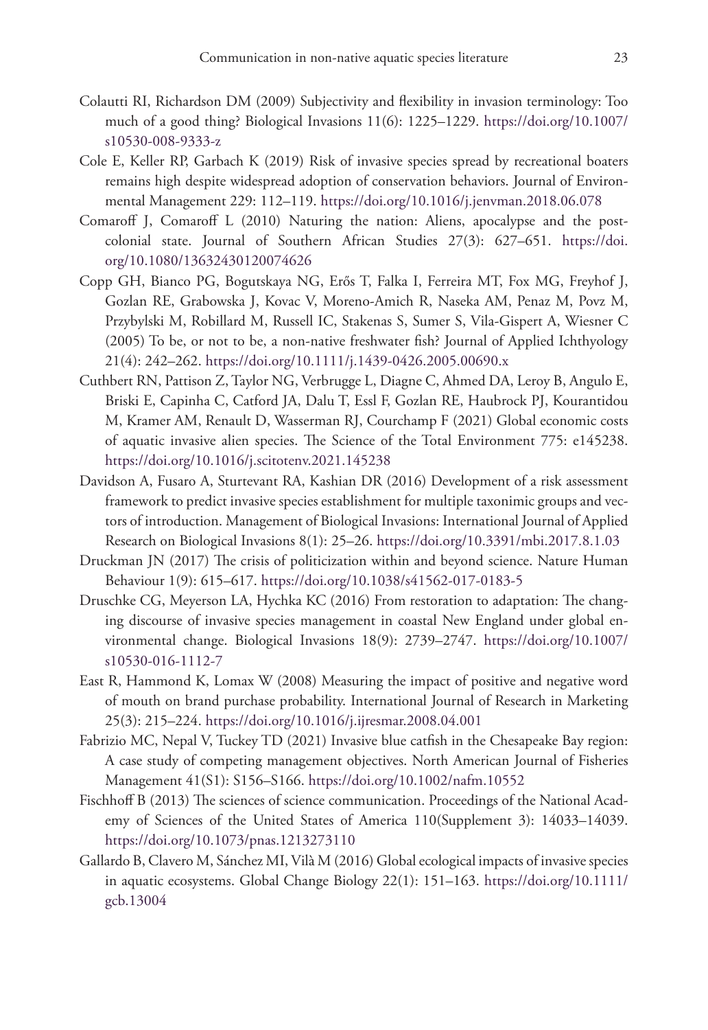Colautti RI, Richardson DM (2009) Subjectivity and flexibility in invasion terminology: Too much of a good thing? Biological Invasions 11(6): 1225–1229. https://doi.org/10.1007/s10530-008-9333-z

Cole E, Keller RP, Garbach K (2019) Risk of invasive species spread by recreational boaters remains high despite widespread adoption of conservation behaviors. Journal of Environmental Management 229: 112–119. https://doi.org/10.1016/j.jenvman.2018.06.078

Comaroff J, Comaroff L (2010) Naturing the nation: Aliens, apocalypse and the post-colonial state. Journal of Southern African Studies 27(3): 627–651. https://doi.org/10.1080/13632430120074626

Copp GH, Bianco PG, Bogutskaya NG, Erős T, Falka I, Ferreira MT, Fox MG, Freyhof J, Gozlan RE, Grabowska J, Kovac V, Moreno-Amich R, Naseka AM, Penaz M, Povz M, Przybylski M, Robillard M, Russell IC, Stakenas S, Sumer S, Vila-Gispert A, Wiesner C (2005) To be, or not to be, a non-native freshwater fish? Journal of Applied Ichthyology 21(4): 242–262. https://doi.org/10.1111/j.1439-0426.2005.00690.x

Cuthbert RN, Pattison Z, Taylor NG, Verbrugge L, Diagne C, Ahmed DA, Leroy B, Angulo E, Briski E, Capinha C, Catford JA, Dalu T, Essl F, Gozlan RE, Haubrock PJ, Kourantidou M, Kramer AM, Renault D, Wasserman RJ, Courchamp F (2021) Global economic costs of aquatic invasive alien species. The Science of the Total Environment 775: e145238. https://doi.org/10.1016/j.scitotenv.2021.145238

Davidson A, Fusaro A, Sturtevant RA, Kashian DR (2016) Development of a risk assessment framework to predict invasive species establishment for multiple taxonimic groups and vectors of introduction. Management of Biological Invasions: International Journal of Applied Research on Biological Invasions 8(1): 25–26. https://doi.org/10.3391/mbi.2017.8.1.03

Druckman JN (2017) The crisis of politicization within and beyond science. Nature Human Behaviour 1(9): 615–617. https://doi.org/10.1038/s41562-017-0183-5

Druschke CG, Meyerson LA, Hychka KC (2016) From restoration to adaptation: The changing discourse of invasive species management in coastal New England under global environmental change. Biological Invasions 18(9): 2739–2747. https://doi.org/10.1007/s10530-016-1112-7

East R, Hammond K, Lomax W (2008) Measuring the impact of positive and negative word of mouth on brand purchase probability. International Journal of Research in Marketing 25(3): 215–224. https://doi.org/10.1016/j.ijresmar.2008.04.001

Fabrizio MC, Nepal V, Tuckey TD (2021) Invasive blue catfish in the Chesapeake Bay region: A case study of competing management objectives. North American Journal of Fisheries Management 41(S1): S156–S166. https://doi.org/10.1002/nafm.10552

Fischhoff B (2013) The sciences of science communication. Proceedings of the National Academy of Sciences of the United States of America 110(Supplement 3): 14033–14039. https://doi.org/10.1073/pnas.1213273110

Gallardo B, Clavero M, Sánchez MI, Vilà M (2016) Global ecological impacts of invasive species in aquatic ecosystems. Global Change Biology 22(1): 151–163. https://doi.org/10.1111/gcb.13004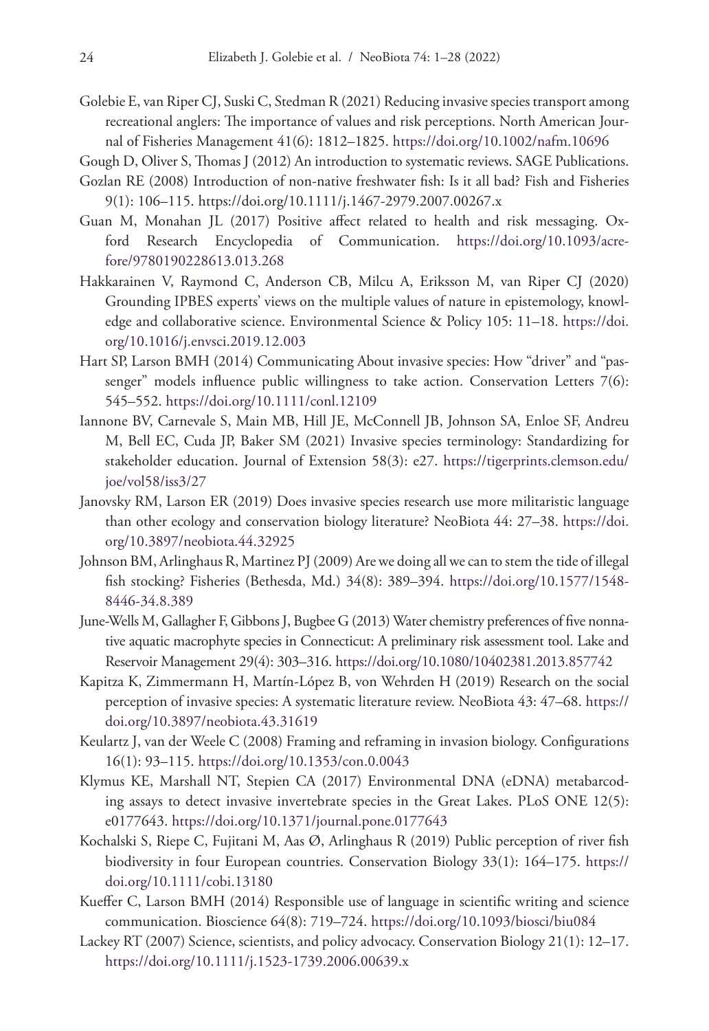Golebie E, van Riper CJ, Suski C, Stedman R (2021) Reducing invasive species transport among recreational anglers: The importance of values and risk perceptions. North American Journal of Fisheries Management 41(6): 1812–1825. https://doi.org/10.1002/nafm.10696

Gough D, Oliver S, Thomas J (2012) An introduction to systematic reviews. SAGE Publications.

Gozlan RE (2008) Introduction of non-native freshwater fish: Is it all bad? Fish and Fisheries 9(1): 106–115. https://doi.org/10.1111/j.1467-2979.2007.00267.x

Guan M, Monahan JL (2017) Positive affect related to health and risk messaging. Oxford Research Encyclopedia of Communication. https://doi.org/10.1093/acrefore/9780190228613.013.268

Hakkarainen V, Raymond C, Anderson CB, Milcu A, Eriksson M, van Riper CJ (2020) Grounding IPBES experts' views on the multiple values of nature in epistemology, knowledge and collaborative science. Environmental Science & Policy 105: 11–18. https://doi.org/10.1016/j.envsci.2019.12.003

Hart SP, Larson BMH (2014) Communicating About invasive species: How "driver" and "passenger" models influence public willingness to take action. Conservation Letters 7(6): 545–552. https://doi.org/10.1111/conl.12109

Iannone BV, Carnevale S, Main MB, Hill JE, McConnell JB, Johnson SA, Enloe SF, Andreu M, Bell EC, Cuda JP, Baker SM (2021) Invasive species terminology: Standardizing for stakeholder education. Journal of Extension 58(3): e27. https://tigerprints.clemson.edu/joe/vol58/iss3/27

Janovsky RM, Larson ER (2019) Does invasive species research use more militaristic language than other ecology and conservation biology literature? NeoBiota 44: 27–38. https://doi.org/10.3897/neobiota.44.32925

Johnson BM, Arlinghaus R, Martinez PJ (2009) Are we doing all we can to stem the tide of illegal fish stocking? Fisheries (Bethesda, Md.) 34(8): 389–394. https://doi.org/10.1577/1548-8446-34.8.389

June-Wells M, Gallagher F, Gibbons J, Bugbee G (2013) Water chemistry preferences of five nonnative aquatic macrophyte species in Connecticut: A preliminary risk assessment tool. Lake and Reservoir Management 29(4): 303–316. https://doi.org/10.1080/10402381.2013.857742

Kapitza K, Zimmermann H, Martín-López B, von Wehrden H (2019) Research on the social perception of invasive species: A systematic literature review. NeoBiota 43: 47–68. https://doi.org/10.3897/neobiota.43.31619

Keulartz J, van der Weele C (2008) Framing and reframing in invasion biology. Configurations 16(1): 93–115. https://doi.org/10.1353/con.0.0043

Klymus KE, Marshall NT, Stepien CA (2017) Environmental DNA (eDNA) metabarcoding assays to detect invasive invertebrate species in the Great Lakes. PLoS ONE 12(5): e0177643. https://doi.org/10.1371/journal.pone.0177643

Kochalski S, Riepe C, Fujitani M, Aas Ø, Arlinghaus R (2019) Public perception of river fish biodiversity in four European countries. Conservation Biology 33(1): 164–175. https://doi.org/10.1111/cobi.13180

Kueffer C, Larson BMH (2014) Responsible use of language in scientific writing and science communication. Bioscience 64(8): 719–724. https://doi.org/10.1093/biosci/biu084

Lackey RT (2007) Science, scientists, and policy advocacy. Conservation Biology 21(1): 12–17. https://doi.org/10.1111/j.1523-1739.2006.00639.x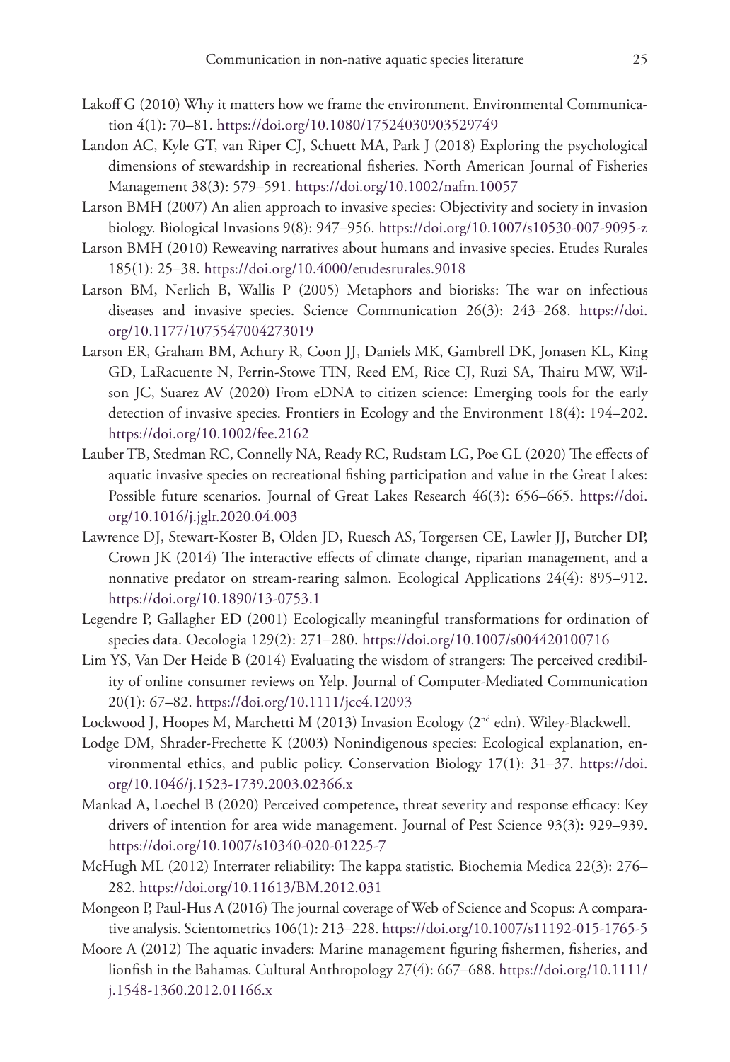Lakoff G (2010) Why it matters how we frame the environment. Environmental Communication 4(1): 70–81. https://doi.org/10.1080/17524030903529749

Landon AC, Kyle GT, van Riper CJ, Schuett MA, Park J (2018) Exploring the psychological dimensions of stewardship in recreational fisheries. North American Journal of Fisheries Management 38(3): 579–591. https://doi.org/10.1002/nafm.10057

Larson BMH (2007) An alien approach to invasive species: Objectivity and society in invasion biology. Biological Invasions 9(8): 947–956. https://doi.org/10.1007/s10530-007-9095-z

Larson BMH (2010) Reweaving narratives about humans and invasive species. Etudes Rurales 185(1): 25–38. https://doi.org/10.4000/etudesrurales.9018

Larson BM, Nerlich B, Wallis P (2005) Metaphors and biorisks: The war on infectious diseases and invasive species. Science Communication 26(3): 243–268. https://doi.org/10.1177/1075547004273019

Larson ER, Graham BM, Achury R, Coon JJ, Daniels MK, Gambrell DK, Jonasen KL, King GD, LaRacuente N, Perrin-Stowe TIN, Reed EM, Rice CJ, Ruzi SA, Thairu MW, Wilson JC, Suarez AV (2020) From eDNA to citizen science: Emerging tools for the early detection of invasive species. Frontiers in Ecology and the Environment 18(4): 194–202. https://doi.org/10.1002/fee.2162

Lauber TB, Stedman RC, Connelly NA, Ready RC, Rudstam LG, Poe GL (2020) The effects of aquatic invasive species on recreational fishing participation and value in the Great Lakes: Possible future scenarios. Journal of Great Lakes Research 46(3): 656–665. https://doi.org/10.1016/j.jglr.2020.04.003

Lawrence DJ, Stewart-Koster B, Olden JD, Ruesch AS, Torgersen CE, Lawler JJ, Butcher DP, Crown JK (2014) The interactive effects of climate change, riparian management, and a nonnative predator on stream-rearing salmon. Ecological Applications 24(4): 895–912. https://doi.org/10.1890/13-0753.1

Legendre P, Gallagher ED (2001) Ecologically meaningful transformations for ordination of species data. Oecologia 129(2): 271–280. https://doi.org/10.1007/s004420100716

Lim YS, Van Der Heide B (2014) Evaluating the wisdom of strangers: The perceived credibility of online consumer reviews on Yelp. Journal of Computer-Mediated Communication 20(1): 67–82. https://doi.org/10.1111/jcc4.12093

Lockwood J, Hoopes M, Marchetti M (2013) Invasion Ecology (2nd edn). Wiley-Blackwell.

Lodge DM, Shrader-Frechette K (2003) Nonindigenous species: Ecological explanation, environmental ethics, and public policy. Conservation Biology 17(1): 31–37. https://doi.org/10.1046/j.1523-1739.2003.02366.x

Mankad A, Loechel B (2020) Perceived competence, threat severity and response efficacy: Key drivers of intention for area wide management. Journal of Pest Science 93(3): 929–939. https://doi.org/10.1007/s10340-020-01225-7

McHugh ML (2012) Interrater reliability: The kappa statistic. Biochemia Medica 22(3): 276–282. https://doi.org/10.11613/BM.2012.031

Mongeon P, Paul-Hus A (2016) The journal coverage of Web of Science and Scopus: A comparative analysis. Scientometrics 106(1): 213–228. https://doi.org/10.1007/s11192-015-1765-5

Moore A (2012) The aquatic invaders: Marine management figuring fishermen, fisheries, and lionfish in the Bahamas. Cultural Anthropology 27(4): 667–688. https://doi.org/10.1111/j.1548-1360.2012.01166.x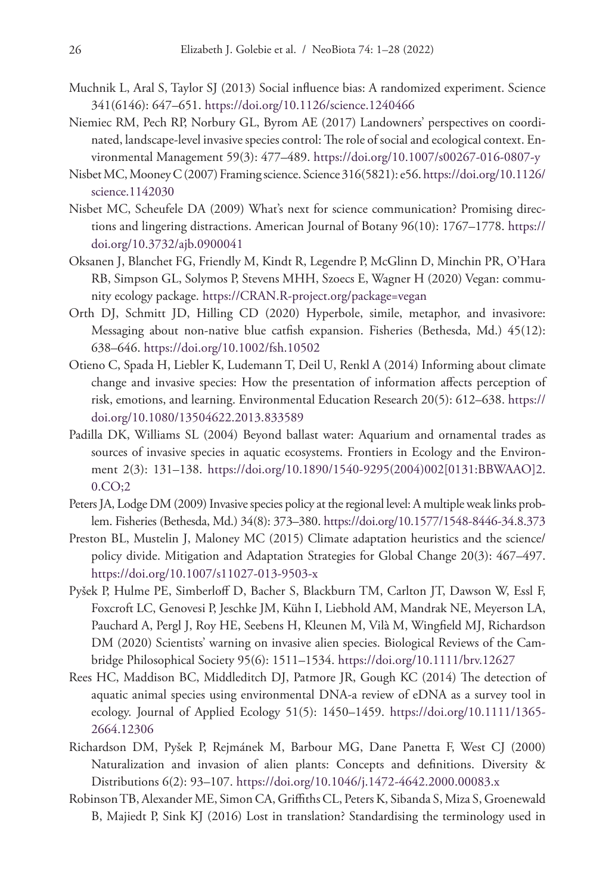Muchnik L, Aral S, Taylor SJ (2013) Social influence bias: A randomized experiment. Science 341(6146): 647–651. https://doi.org/10.1126/science.1240466

Niemiec RM, Pech RP, Norbury GL, Byrom AE (2017) Landowners' perspectives on coordinated, landscape-level invasive species control: The role of social and ecological context. Environmental Management 59(3): 477–489. https://doi.org/10.1007/s00267-016-0807-y

Nisbet MC, Mooney C (2007) Framing science. Science 316(5821): e56. https://doi.org/10.1126/science.1142030

Nisbet MC, Scheufele DA (2009) What's next for science communication? Promising directions and lingering distractions. American Journal of Botany 96(10): 1767–1778. https://doi.org/10.3732/ajb.0900041

Oksanen J, Blanchet FG, Friendly M, Kindt R, Legendre P, McGlinn D, Minchin PR, O'Hara RB, Simpson GL, Solymos P, Stevens MHH, Szoecs E, Wagner H (2020) Vegan: community ecology package. https://CRAN.R-project.org/package=vegan

Orth DJ, Schmitt JD, Hilling CD (2020) Hyperbole, simile, metaphor, and invasivore: Messaging about non-native blue catfish expansion. Fisheries (Bethesda, Md.) 45(12): 638–646. https://doi.org/10.1002/fsh.10502

Otieno C, Spada H, Liebler K, Ludemann T, Deil U, Renkl A (2014) Informing about climate change and invasive species: How the presentation of information affects perception of risk, emotions, and learning. Environmental Education Research 20(5): 612–638. https://doi.org/10.1080/13504622.2013.833589

Padilla DK, Williams SL (2004) Beyond ballast water: Aquarium and ornamental trades as sources of invasive species in aquatic ecosystems. Frontiers in Ecology and the Environment 2(3): 131–138. https://doi.org/10.1890/1540-9295(2004)002[0131:BBWAAO]2.0.CO;2

Peters JA, Lodge DM (2009) Invasive species policy at the regional level: A multiple weak links problem. Fisheries (Bethesda, Md.) 34(8): 373–380. https://doi.org/10.1577/1548-8446-34.8.373

Preston BL, Mustelin J, Maloney MC (2015) Climate adaptation heuristics and the science/policy divide. Mitigation and Adaptation Strategies for Global Change 20(3): 467–497. https://doi.org/10.1007/s11027-013-9503-x

Pyšek P, Hulme PE, Simberloff D, Bacher S, Blackburn TM, Carlton JT, Dawson W, Essl F, Foxcroft LC, Genovesi P, Jeschke JM, Kühn I, Liebhold AM, Mandrak NE, Meyerson LA, Pauchard A, Pergl J, Roy HE, Seebens H, Kleunen M, Vilà M, Wingfield MJ, Richardson DM (2020) Scientists' warning on invasive alien species. Biological Reviews of the Cambridge Philosophical Society 95(6): 1511–1534. https://doi.org/10.1111/brv.12627

Rees HC, Maddison BC, Middleditch DJ, Patmore JR, Gough KC (2014) The detection of aquatic animal species using environmental DNA-a review of eDNA as a survey tool in ecology. Journal of Applied Ecology 51(5): 1450–1459. https://doi.org/10.1111/1365-2664.12306

Richardson DM, Pyšek P, Rejmánek M, Barbour MG, Dane Panetta F, West CJ (2000) Naturalization and invasion of alien plants: Concepts and definitions. Diversity & Distributions 6(2): 93–107. https://doi.org/10.1046/j.1472-4642.2000.00083.x

Robinson TB, Alexander ME, Simon CA, Griffiths CL, Peters K, Sibanda S, Miza S, Groenewald B, Majiedt P, Sink KJ (2016) Lost in translation? Standardising the terminology used in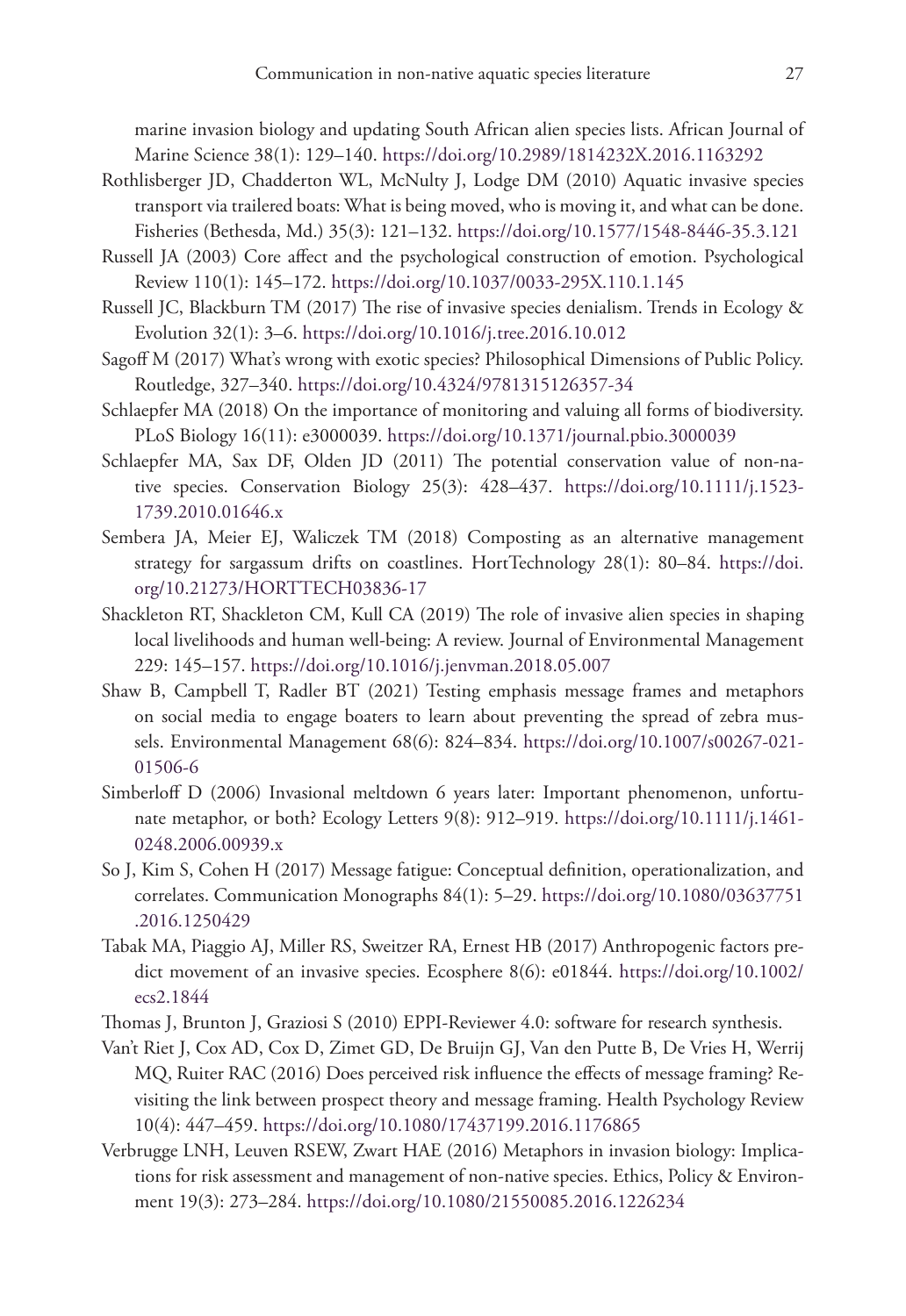marine invasion biology and updating South African alien species lists. African Journal of Marine Science 38(1): 129–140. https://doi.org/10.2989/1814232X.2016.1163292

Rothlisberger JD, Chadderton WL, McNulty J, Lodge DM (2010) Aquatic invasive species transport via trailered boats: What is being moved, who is moving it, and what can be done. Fisheries (Bethesda, Md.) 35(3): 121–132. https://doi.org/10.1577/1548-8446-35.3.121

Russell JA (2003) Core affect and the psychological construction of emotion. Psychological Review 110(1): 145–172. https://doi.org/10.1037/0033-295X.110.1.145

Russell JC, Blackburn TM (2017) The rise of invasive species denialism. Trends in Ecology & Evolution 32(1): 3–6. https://doi.org/10.1016/j.tree.2016.10.012

Sagoff M (2017) What's wrong with exotic species? Philosophical Dimensions of Public Policy. Routledge, 327–340. https://doi.org/10.4324/9781315126357-34

Schlaepfer MA (2018) On the importance of monitoring and valuing all forms of biodiversity. PLoS Biology 16(11): e3000039. https://doi.org/10.1371/journal.pbio.3000039

Schlaepfer MA, Sax DF, Olden JD (2011) The potential conservation value of non-native species. Conservation Biology 25(3): 428–437. https://doi.org/10.1111/j.1523-1739.2010.01646.x

Sembera JA, Meier EJ, Waliczek TM (2018) Composting as an alternative management strategy for sargassum drifts on coastlines. HortTechnology 28(1): 80–84. https://doi.org/10.21273/HORTTECH03836-17

Shackleton RT, Shackleton CM, Kull CA (2019) The role of invasive alien species in shaping local livelihoods and human well-being: A review. Journal of Environmental Management 229: 145–157. https://doi.org/10.1016/j.jenvman.2018.05.007

Shaw B, Campbell T, Radler BT (2021) Testing emphasis message frames and metaphors on social media to engage boaters to learn about preventing the spread of zebra mussels. Environmental Management 68(6): 824–834. https://doi.org/10.1007/s00267-021-01506-6

Simberloff D (2006) Invasional meltdown 6 years later: Important phenomenon, unfortunate metaphor, or both? Ecology Letters 9(8): 912–919. https://doi.org/10.1111/j.1461-0248.2006.00939.x

So J, Kim S, Cohen H (2017) Message fatigue: Conceptual definition, operationalization, and correlates. Communication Monographs 84(1): 5–29. https://doi.org/10.1080/03637751.2016.1250429

Tabak MA, Piaggio AJ, Miller RS, Sweitzer RA, Ernest HB (2017) Anthropogenic factors predict movement of an invasive species. Ecosphere 8(6): e01844. https://doi.org/10.1002/ecs2.1844

Thomas J, Brunton J, Graziosi S (2010) EPPI-Reviewer 4.0: software for research synthesis.

Van't Riet J, Cox AD, Cox D, Zimet GD, De Bruijn GJ, Van den Putte B, De Vries H, Werrij MQ, Ruiter RAC (2016) Does perceived risk influence the effects of message framing? Revisiting the link between prospect theory and message framing. Health Psychology Review 10(4): 447–459. https://doi.org/10.1080/17437199.2016.1176865

Verbrugge LNH, Leuven RSEW, Zwart HAE (2016) Metaphors in invasion biology: Implications for risk assessment and management of non-native species. Ethics, Policy & Environment 19(3): 273–284. https://doi.org/10.1080/21550085.2016.1226234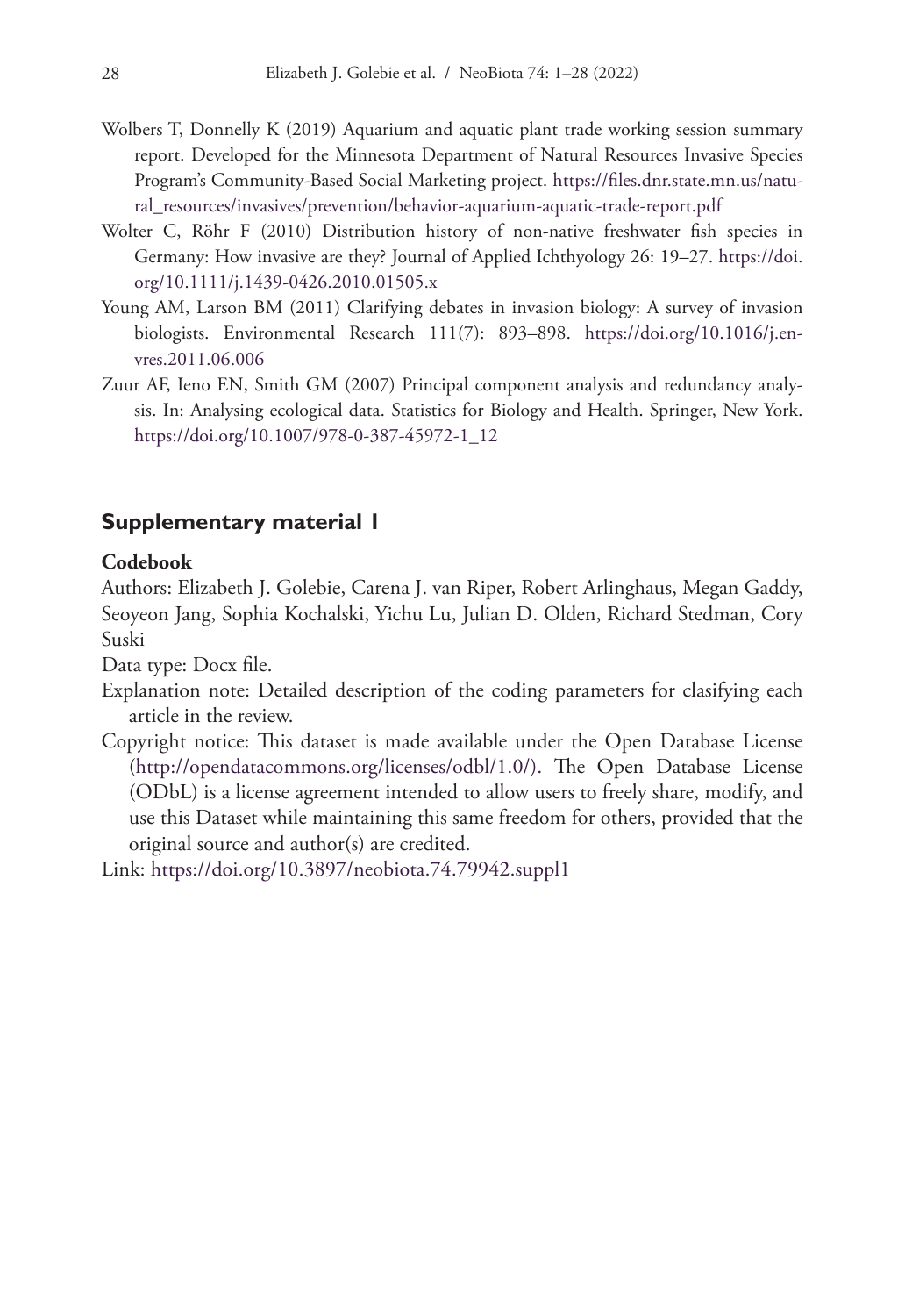Wolbers T, Donnelly K (2019) Aquarium and aquatic plant trade working session summary report. Developed for the Minnesota Department of Natural Resources Invasive Species Program's Community-Based Social Marketing project. https://files.dnr.state.mn.us/natural_resources/invasives/prevention/behavior-aquarium-aquatic-trade-report.pdf

Wolter C, Röhr F (2010) Distribution history of non-native freshwater fish species in Germany: How invasive are they? Journal of Applied Ichthyology 26: 19–27. https://doi.org/10.1111/j.1439-0426.2010.01505.x

Young AM, Larson BM (2011) Clarifying debates in invasion biology: A survey of invasion biologists. Environmental Research 111(7): 893–898. https://doi.org/10.1016/j.envres.2011.06.006

Zuur AF, Ieno EN, Smith GM (2007) Principal component analysis and redundancy analysis. In: Analysing ecological data. Statistics for Biology and Health. Springer, New York. https://doi.org/10.1007/978-0-387-45972-1_12

## Supplementary material 1

**Codebook**

Authors: Elizabeth J. Golebie, Carena J. van Riper, Robert Arlinghaus, Megan Gaddy, Seoyeon Jang, Sophia Kochalski, Yichu Lu, Julian D. Olden, Richard Stedman, Cory Suski

Data type: Docx file.

Explanation note: Detailed description of the coding parameters for clasifying each article in the review.

Copyright notice: This dataset is made available under the Open Database License (http://opendatacommons.org/licenses/odbl/1.0/). The Open Database License (ODbL) is a license agreement intended to allow users to freely share, modify, and use this Dataset while maintaining this same freedom for others, provided that the original source and author(s) are credited.

Link: https://doi.org/10.3897/neobiota.74.79942.suppl1